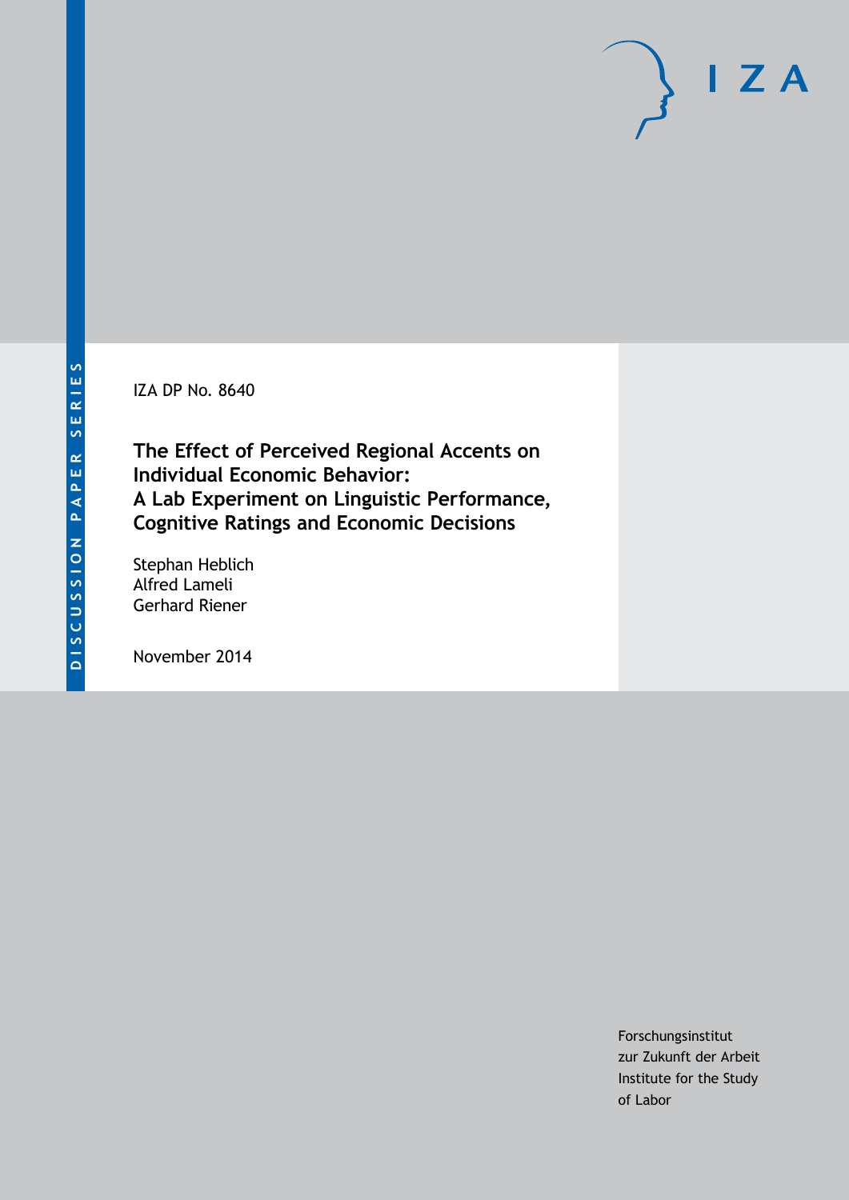DISCUSSION PAPER SERIES

IZA

IZA DP No. 8640

# The Effect of Perceived Regional Accents on Individual Economic Behavior: A Lab Experiment on Linguistic Performance, Cognitive Ratings and Economic Decisions

Stephan Heblich
Alfred Lameli
Gerhard Riener

November 2014

Forschungsinstitut
zur Zukunft der Arbeit
Institute for the Study
of Labor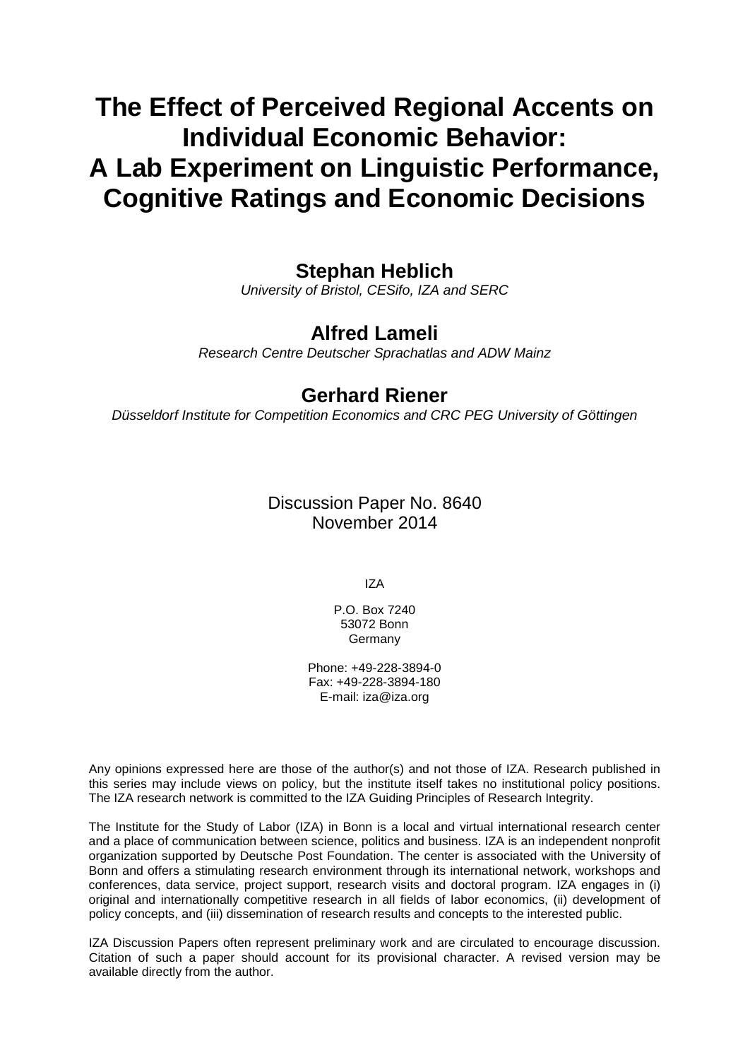# The Effect of Perceived Regional Accents on Individual Economic Behavior: A Lab Experiment on Linguistic Performance, Cognitive Ratings and Economic Decisions

**Stephan Heblich**
*University of Bristol, CESifo, IZA and SERC*

**Alfred Lameli**
*Research Centre Deutscher Sprachatlas and ADW Mainz*

**Gerhard Riener**
*Düsseldorf Institute for Competition Economics and CRC PEG University of Göttingen*

Discussion Paper No. 8640
November 2014

IZA

P.O. Box 7240
53072 Bonn
Germany

Phone: +49-228-3894-0
Fax: +49-228-3894-180
E-mail: iza@iza.org

Any opinions expressed here are those of the author(s) and not those of IZA. Research published in this series may include views on policy, but the institute itself takes no institutional policy positions. The IZA research network is committed to the IZA Guiding Principles of Research Integrity.

The Institute for the Study of Labor (IZA) in Bonn is a local and virtual international research center and a place of communication between science, politics and business. IZA is an independent nonprofit organization supported by Deutsche Post Foundation. The center is associated with the University of Bonn and offers a stimulating research environment through its international network, workshops and conferences, data service, project support, research visits and doctoral program. IZA engages in (i) original and internationally competitive research in all fields of labor economics, (ii) development of policy concepts, and (iii) dissemination of research results and concepts to the interested public.

IZA Discussion Papers often represent preliminary work and are circulated to encourage discussion. Citation of such a paper should account for its provisional character. A revised version may be available directly from the author.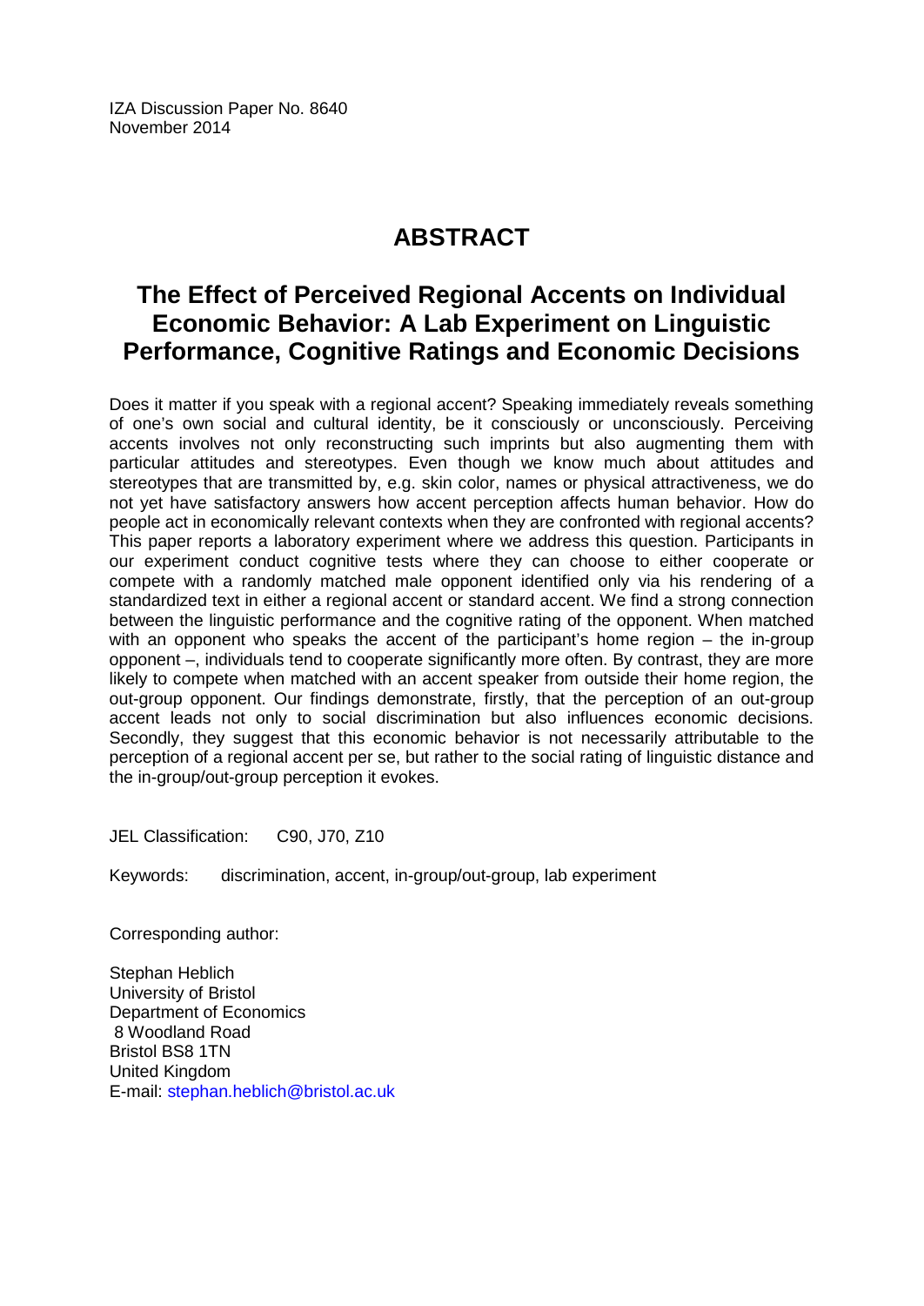IZA Discussion Paper No. 8640
November 2014

# ABSTRACT

## The Effect of Perceived Regional Accents on Individual Economic Behavior: A Lab Experiment on Linguistic Performance, Cognitive Ratings and Economic Decisions

Does it matter if you speak with a regional accent? Speaking immediately reveals something of one's own social and cultural identity, be it consciously or unconsciously. Perceiving accents involves not only reconstructing such imprints but also augmenting them with particular attitudes and stereotypes. Even though we know much about attitudes and stereotypes that are transmitted by, e.g. skin color, names or physical attractiveness, we do not yet have satisfactory answers how accent perception affects human behavior. How do people act in economically relevant contexts when they are confronted with regional accents? This paper reports a laboratory experiment where we address this question. Participants in our experiment conduct cognitive tests where they can choose to either cooperate or compete with a randomly matched male opponent identified only via his rendering of a standardized text in either a regional accent or standard accent. We find a strong connection between the linguistic performance and the cognitive rating of the opponent. When matched with an opponent who speaks the accent of the participant's home region – the in-group opponent –, individuals tend to cooperate significantly more often. By contrast, they are more likely to compete when matched with an accent speaker from outside their home region, the out-group opponent. Our findings demonstrate, firstly, that the perception of an out-group accent leads not only to social discrimination but also influences economic decisions. Secondly, they suggest that this economic behavior is not necessarily attributable to the perception of a regional accent per se, but rather to the social rating of linguistic distance and the in-group/out-group perception it evokes.

JEL Classification: C90, J70, Z10

Keywords: discrimination, accent, in-group/out-group, lab experiment

Corresponding author:

Stephan Heblich
University of Bristol
Department of Economics
8 Woodland Road
Bristol BS8 1TN
United Kingdom
E-mail: stephan.heblich@bristol.ac.uk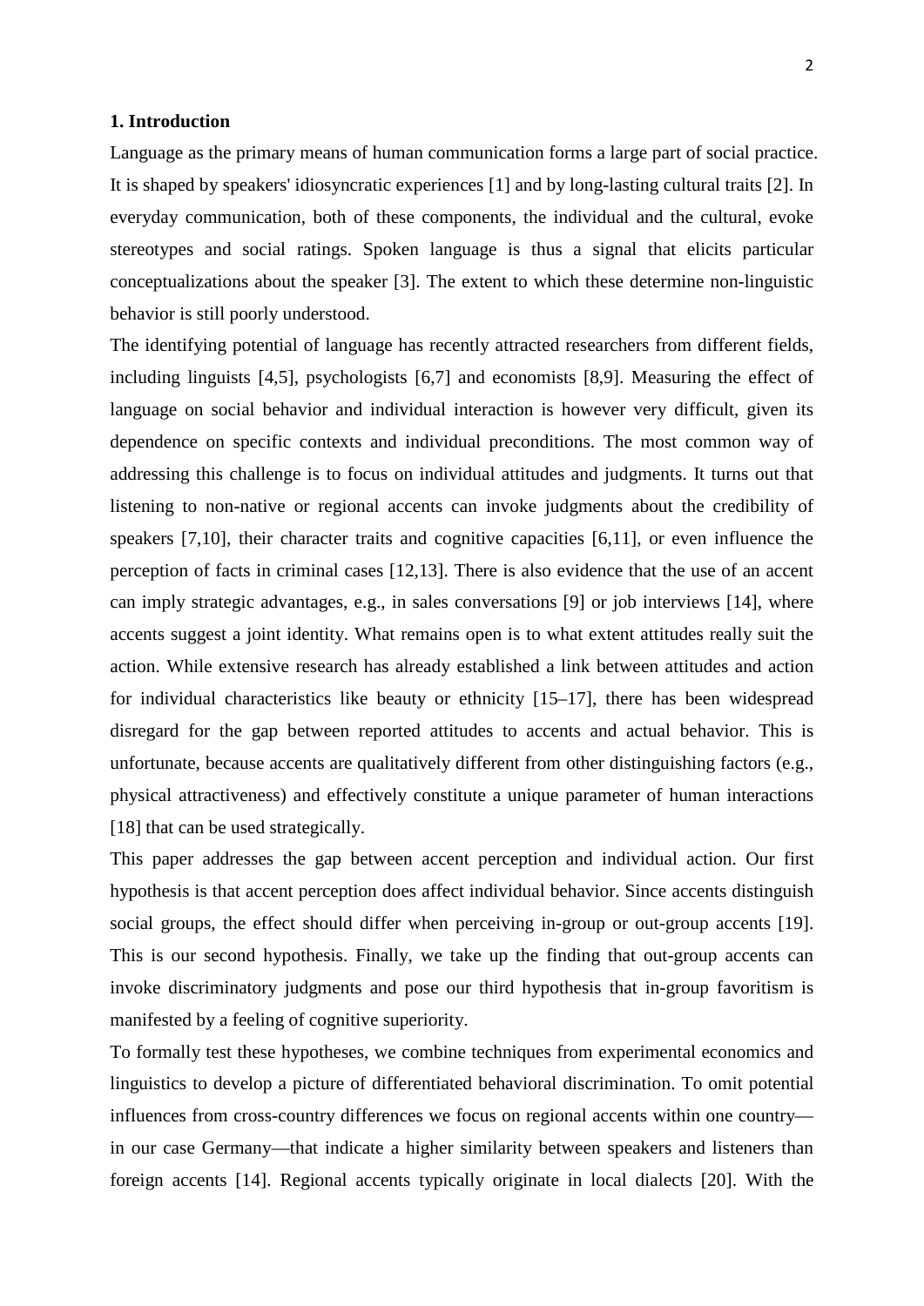## 1. Introduction

Language as the primary means of human communication forms a large part of social practice. It is shaped by speakers' idiosyncratic experiences [1] and by long-lasting cultural traits [2]. In everyday communication, both of these components, the individual and the cultural, evoke stereotypes and social ratings. Spoken language is thus a signal that elicits particular conceptualizations about the speaker [3]. The extent to which these determine non-linguistic behavior is still poorly understood.

The identifying potential of language has recently attracted researchers from different fields, including linguists [4,5], psychologists [6,7] and economists [8,9]. Measuring the effect of language on social behavior and individual interaction is however very difficult, given its dependence on specific contexts and individual preconditions. The most common way of addressing this challenge is to focus on individual attitudes and judgments. It turns out that listening to non-native or regional accents can invoke judgments about the credibility of speakers [7,10], their character traits and cognitive capacities [6,11], or even influence the perception of facts in criminal cases [12,13]. There is also evidence that the use of an accent can imply strategic advantages, e.g., in sales conversations [9] or job interviews [14], where accents suggest a joint identity. What remains open is to what extent attitudes really suit the action. While extensive research has already established a link between attitudes and action for individual characteristics like beauty or ethnicity [15–17], there has been widespread disregard for the gap between reported attitudes to accents and actual behavior. This is unfortunate, because accents are qualitatively different from other distinguishing factors (e.g., physical attractiveness) and effectively constitute a unique parameter of human interactions [18] that can be used strategically.

This paper addresses the gap between accent perception and individual action. Our first hypothesis is that accent perception does affect individual behavior. Since accents distinguish social groups, the effect should differ when perceiving in-group or out-group accents [19]. This is our second hypothesis. Finally, we take up the finding that out-group accents can invoke discriminatory judgments and pose our third hypothesis that in-group favoritism is manifested by a feeling of cognitive superiority.

To formally test these hypotheses, we combine techniques from experimental economics and linguistics to develop a picture of differentiated behavioral discrimination. To omit potential influences from cross-country differences we focus on regional accents within one country—in our case Germany—that indicate a higher similarity between speakers and listeners than foreign accents [14]. Regional accents typically originate in local dialects [20]. With the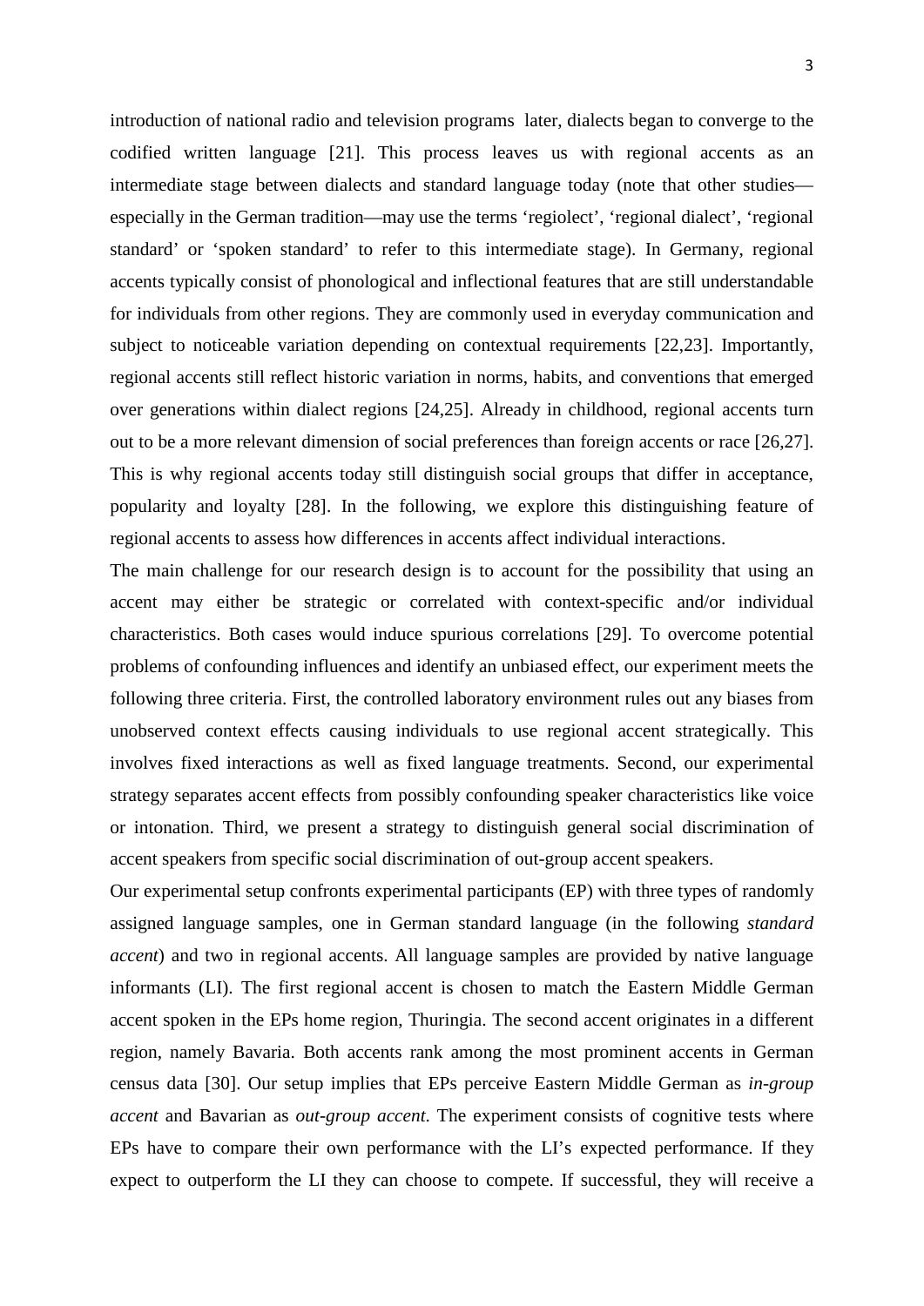introduction of national radio and television programs later, dialects began to converge to the codified written language [21]. This process leaves us with regional accents as an intermediate stage between dialects and standard language today (note that other studies—especially in the German tradition—may use the terms 'regiolect', 'regional dialect', 'regional standard' or 'spoken standard' to refer to this intermediate stage). In Germany, regional accents typically consist of phonological and inflectional features that are still understandable for individuals from other regions. They are commonly used in everyday communication and subject to noticeable variation depending on contextual requirements [22,23]. Importantly, regional accents still reflect historic variation in norms, habits, and conventions that emerged over generations within dialect regions [24,25]. Already in childhood, regional accents turn out to be a more relevant dimension of social preferences than foreign accents or race [26,27]. This is why regional accents today still distinguish social groups that differ in acceptance, popularity and loyalty [28]. In the following, we explore this distinguishing feature of regional accents to assess how differences in accents affect individual interactions.

The main challenge for our research design is to account for the possibility that using an accent may either be strategic or correlated with context-specific and/or individual characteristics. Both cases would induce spurious correlations [29]. To overcome potential problems of confounding influences and identify an unbiased effect, our experiment meets the following three criteria. First, the controlled laboratory environment rules out any biases from unobserved context effects causing individuals to use regional accent strategically. This involves fixed interactions as well as fixed language treatments. Second, our experimental strategy separates accent effects from possibly confounding speaker characteristics like voice or intonation. Third, we present a strategy to distinguish general social discrimination of accent speakers from specific social discrimination of out-group accent speakers.

Our experimental setup confronts experimental participants (EP) with three types of randomly assigned language samples, one in German standard language (in the following *standard accent*) and two in regional accents. All language samples are provided by native language informants (LI). The first regional accent is chosen to match the Eastern Middle German accent spoken in the EPs home region, Thuringia. The second accent originates in a different region, namely Bavaria. Both accents rank among the most prominent accents in German census data [30]. Our setup implies that EPs perceive Eastern Middle German as *in-group accent* and Bavarian as *out-group accent*. The experiment consists of cognitive tests where EPs have to compare their own performance with the LI's expected performance. If they expect to outperform the LI they can choose to compete. If successful, they will receive a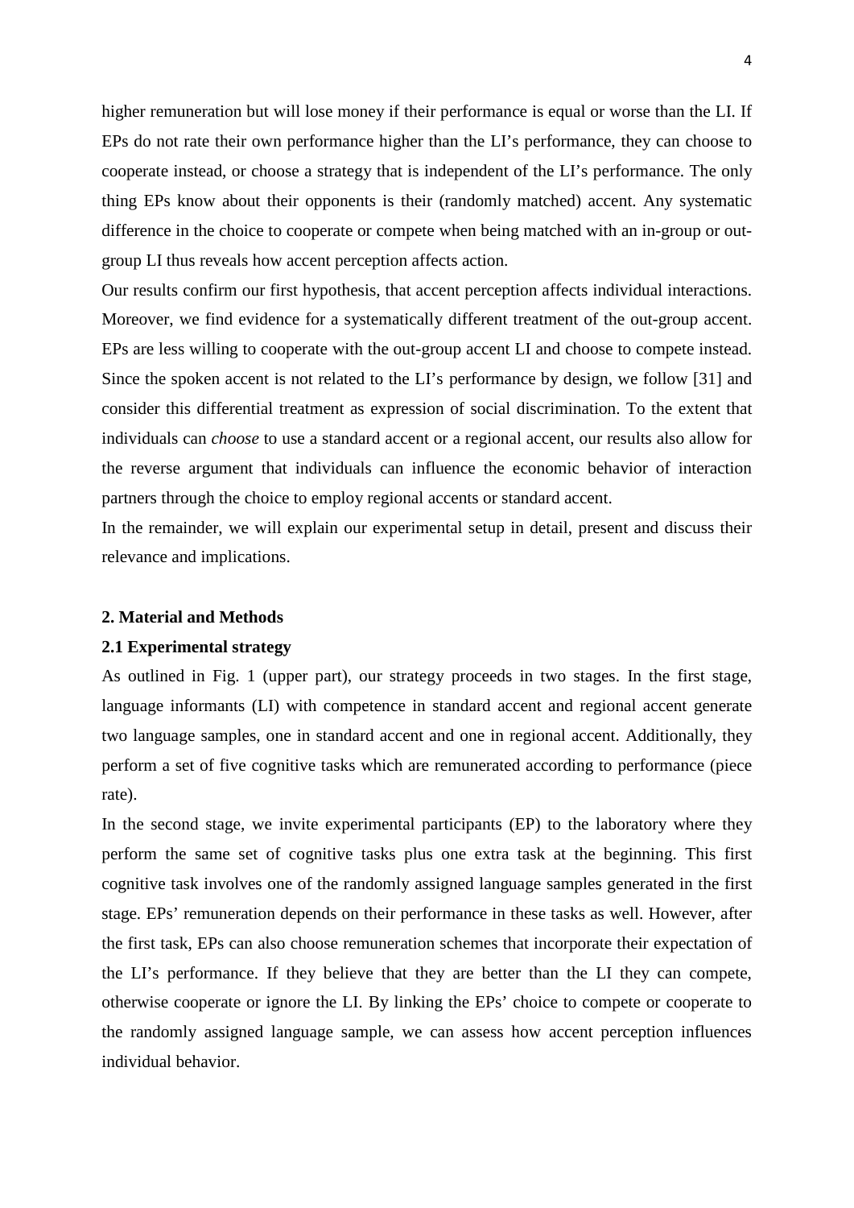higher remuneration but will lose money if their performance is equal or worse than the LI. If EPs do not rate their own performance higher than the LI's performance, they can choose to cooperate instead, or choose a strategy that is independent of the LI's performance. The only thing EPs know about their opponents is their (randomly matched) accent. Any systematic difference in the choice to cooperate or compete when being matched with an in-group or out-group LI thus reveals how accent perception affects action.

Our results confirm our first hypothesis, that accent perception affects individual interactions. Moreover, we find evidence for a systematically different treatment of the out-group accent. EPs are less willing to cooperate with the out-group accent LI and choose to compete instead. Since the spoken accent is not related to the LI's performance by design, we follow [31] and consider this differential treatment as expression of social discrimination. To the extent that individuals can *choose* to use a standard accent or a regional accent, our results also allow for the reverse argument that individuals can influence the economic behavior of interaction partners through the choice to employ regional accents or standard accent.

In the remainder, we will explain our experimental setup in detail, present and discuss their relevance and implications.

## 2. Material and Methods

### 2.1 Experimental strategy

As outlined in Fig. 1 (upper part), our strategy proceeds in two stages. In the first stage, language informants (LI) with competence in standard accent and regional accent generate two language samples, one in standard accent and one in regional accent. Additionally, they perform a set of five cognitive tasks which are remunerated according to performance (piece rate).

In the second stage, we invite experimental participants (EP) to the laboratory where they perform the same set of cognitive tasks plus one extra task at the beginning. This first cognitive task involves one of the randomly assigned language samples generated in the first stage. EPs' remuneration depends on their performance in these tasks as well. However, after the first task, EPs can also choose remuneration schemes that incorporate their expectation of the LI's performance. If they believe that they are better than the LI they can compete, otherwise cooperate or ignore the LI. By linking the EPs' choice to compete or cooperate to the randomly assigned language sample, we can assess how accent perception influences individual behavior.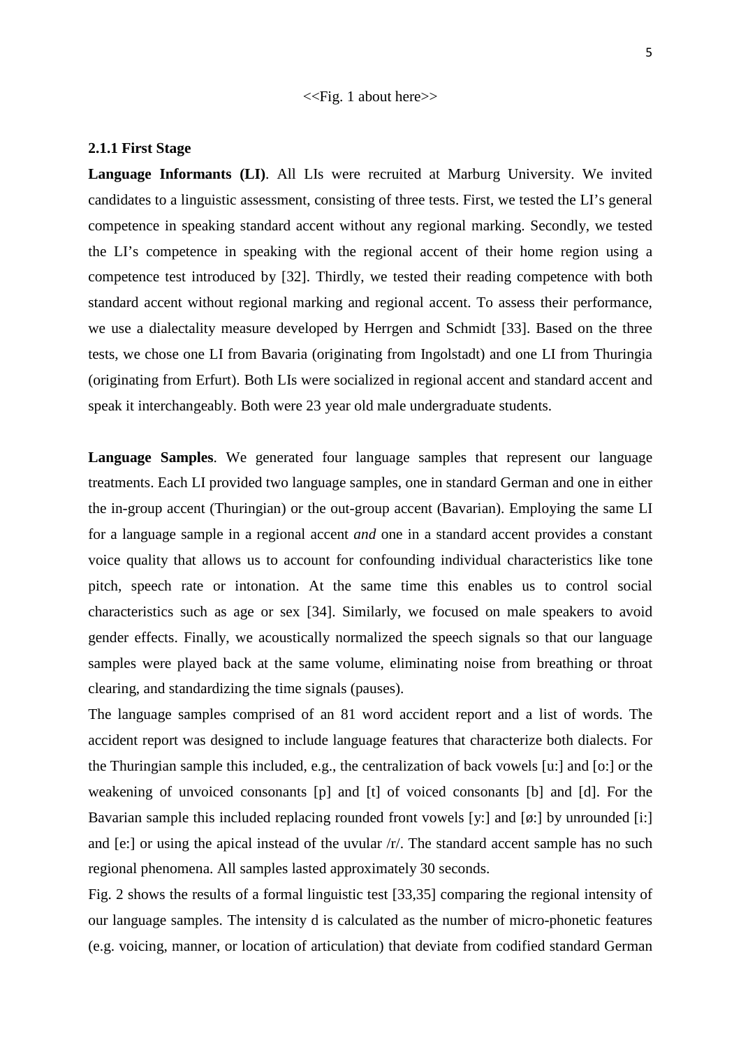<<Fig. 1 about here>>

### 2.1.1 First Stage

**Language Informants (LI)**. All LIs were recruited at Marburg University. We invited candidates to a linguistic assessment, consisting of three tests. First, we tested the LI's general competence in speaking standard accent without any regional marking. Secondly, we tested the LI's competence in speaking with the regional accent of their home region using a competence test introduced by [32]. Thirdly, we tested their reading competence with both standard accent without regional marking and regional accent. To assess their performance, we use a dialectality measure developed by Herrgen and Schmidt [33]. Based on the three tests, we chose one LI from Bavaria (originating from Ingolstadt) and one LI from Thuringia (originating from Erfurt). Both LIs were socialized in regional accent and standard accent and speak it interchangeably. Both were 23 year old male undergraduate students.

**Language Samples**. We generated four language samples that represent our language treatments. Each LI provided two language samples, one in standard German and one in either the in-group accent (Thuringian) or the out-group accent (Bavarian). Employing the same LI for a language sample in a regional accent *and* one in a standard accent provides a constant voice quality that allows us to account for confounding individual characteristics like tone pitch, speech rate or intonation. At the same time this enables us to control social characteristics such as age or sex [34]. Similarly, we focused on male speakers to avoid gender effects. Finally, we acoustically normalized the speech signals so that our language samples were played back at the same volume, eliminating noise from breathing or throat clearing, and standardizing the time signals (pauses).

The language samples comprised of an 81 word accident report and a list of words. The accident report was designed to include language features that characterize both dialects. For the Thuringian sample this included, e.g., the centralization of back vowels [u:] and [o:] or the weakening of unvoiced consonants [p] and [t] of voiced consonants [b] and [d]. For the Bavarian sample this included replacing rounded front vowels [y:] and [ø:] by unrounded [i:] and [e:] or using the apical instead of the uvular /r/. The standard accent sample has no such regional phenomena. All samples lasted approximately 30 seconds.

Fig. 2 shows the results of a formal linguistic test [33,35] comparing the regional intensity of our language samples. The intensity d is calculated as the number of micro-phonetic features (e.g. voicing, manner, or location of articulation) that deviate from codified standard German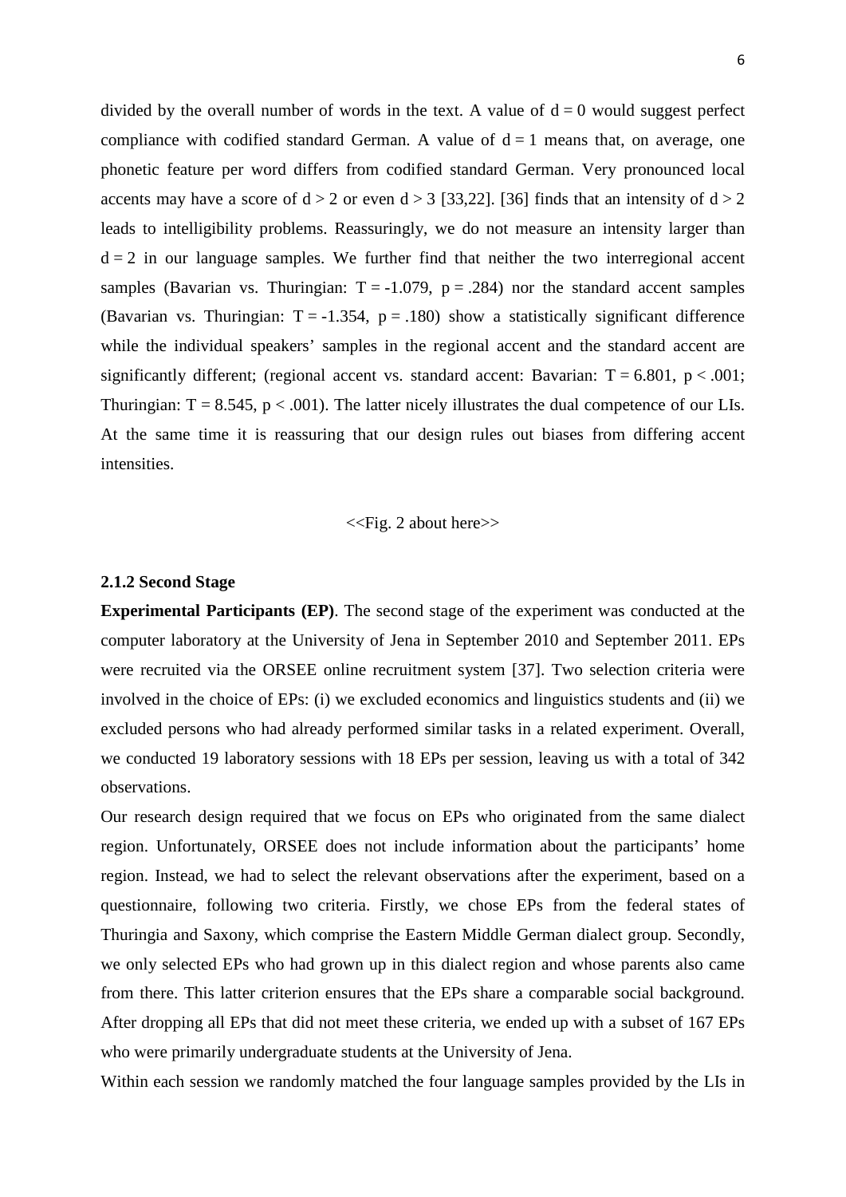divided by the overall number of words in the text. A value of $d = 0$ would suggest perfect compliance with codified standard German. A value of $d = 1$ means that, on average, one phonetic feature per word differs from codified standard German. Very pronounced local accents may have a score of $d > 2$ or even $d > 3$ [33,22]. [36] finds that an intensity of $d > 2$ leads to intelligibility problems. Reassuringly, we do not measure an intensity larger than $d = 2$ in our language samples. We further find that neither the two interregional accent samples (Bavarian vs. Thuringian: $T = -1.079$, $p = .284$) nor the standard accent samples (Bavarian vs. Thuringian: $T = -1.354$, $p = .180$) show a statistically significant difference while the individual speakers' samples in the regional accent and the standard accent are significantly different; (regional accent vs. standard accent: Bavarian: $T = 6.801$, $p < .001$; Thuringian: $T = 8.545$, $p < .001$). The latter nicely illustrates the dual competence of our LIs. At the same time it is reassuring that our design rules out biases from differing accent intensities.

<<Fig. 2 about here>>

### 2.1.2 Second Stage

**Experimental Participants (EP)**. The second stage of the experiment was conducted at the computer laboratory at the University of Jena in September 2010 and September 2011. EPs were recruited via the ORSEE online recruitment system [37]. Two selection criteria were involved in the choice of EPs: (i) we excluded economics and linguistics students and (ii) we excluded persons who had already performed similar tasks in a related experiment. Overall, we conducted 19 laboratory sessions with 18 EPs per session, leaving us with a total of 342 observations.

Our research design required that we focus on EPs who originated from the same dialect region. Unfortunately, ORSEE does not include information about the participants' home region. Instead, we had to select the relevant observations after the experiment, based on a questionnaire, following two criteria. Firstly, we chose EPs from the federal states of Thuringia and Saxony, which comprise the Eastern Middle German dialect group. Secondly, we only selected EPs who had grown up in this dialect region and whose parents also came from there. This latter criterion ensures that the EPs share a comparable social background. After dropping all EPs that did not meet these criteria, we ended up with a subset of 167 EPs who were primarily undergraduate students at the University of Jena.

Within each session we randomly matched the four language samples provided by the LIs in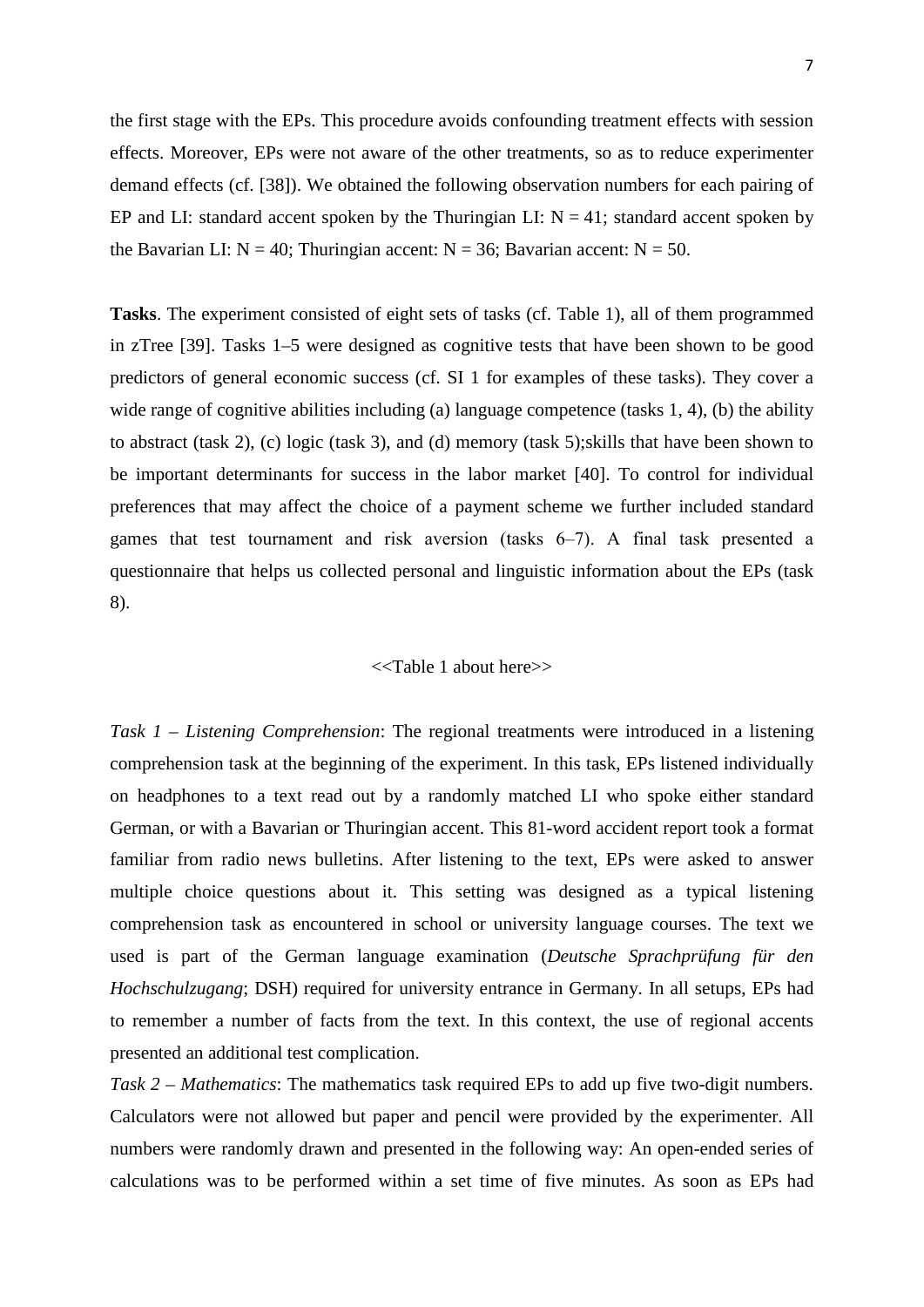the first stage with the EPs. This procedure avoids confounding treatment effects with session effects. Moreover, EPs were not aware of the other treatments, so as to reduce experimenter demand effects (cf. [38]). We obtained the following observation numbers for each pairing of EP and LI: standard accent spoken by the Thuringian LI: N = 41; standard accent spoken by the Bavarian LI: N = 40; Thuringian accent: N = 36; Bavarian accent: N = 50.

**Tasks**. The experiment consisted of eight sets of tasks (cf. Table 1), all of them programmed in zTree [39]. Tasks 1–5 were designed as cognitive tests that have been shown to be good predictors of general economic success (cf. SI 1 for examples of these tasks). They cover a wide range of cognitive abilities including (a) language competence (tasks 1, 4), (b) the ability to abstract (task 2), (c) logic (task 3), and (d) memory (task 5);skills that have been shown to be important determinants for success in the labor market [40]. To control for individual preferences that may affect the choice of a payment scheme we further included standard games that test tournament and risk aversion (tasks 6–7). A final task presented a questionnaire that helps us collected personal and linguistic information about the EPs (task 8).

<<Table 1 about here>>

*Task 1 – Listening Comprehension*: The regional treatments were introduced in a listening comprehension task at the beginning of the experiment. In this task, EPs listened individually on headphones to a text read out by a randomly matched LI who spoke either standard German, or with a Bavarian or Thuringian accent. This 81-word accident report took a format familiar from radio news bulletins. After listening to the text, EPs were asked to answer multiple choice questions about it. This setting was designed as a typical listening comprehension task as encountered in school or university language courses. The text we used is part of the German language examination (*Deutsche Sprachprüfung für den Hochschulzugang*; DSH) required for university entrance in Germany. In all setups, EPs had to remember a number of facts from the text. In this context, the use of regional accents presented an additional test complication.

*Task 2 – Mathematics*: The mathematics task required EPs to add up five two-digit numbers. Calculators were not allowed but paper and pencil were provided by the experimenter. All numbers were randomly drawn and presented in the following way: An open-ended series of calculations was to be performed within a set time of five minutes. As soon as EPs had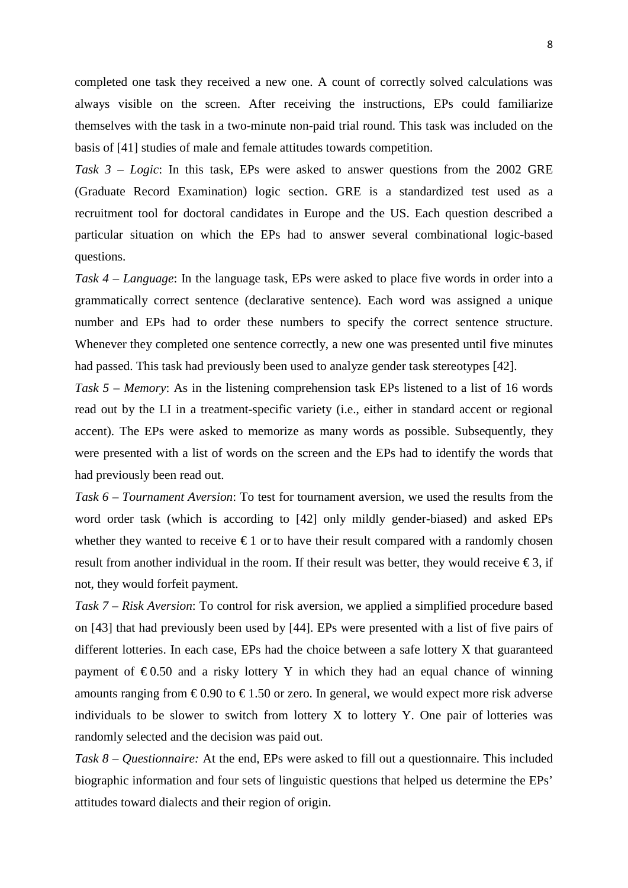completed one task they received a new one. A count of correctly solved calculations was always visible on the screen. After receiving the instructions, EPs could familiarize themselves with the task in a two-minute non-paid trial round. This task was included on the basis of [41] studies of male and female attitudes towards competition.

*Task 3 – Logic*: In this task, EPs were asked to answer questions from the 2002 GRE (Graduate Record Examination) logic section. GRE is a standardized test used as a recruitment tool for doctoral candidates in Europe and the US. Each question described a particular situation on which the EPs had to answer several combinational logic-based questions.

*Task 4 – Language*: In the language task, EPs were asked to place five words in order into a grammatically correct sentence (declarative sentence). Each word was assigned a unique number and EPs had to order these numbers to specify the correct sentence structure. Whenever they completed one sentence correctly, a new one was presented until five minutes had passed. This task had previously been used to analyze gender task stereotypes [42].

*Task 5 – Memory*: As in the listening comprehension task EPs listened to a list of 16 words read out by the LI in a treatment-specific variety (i.e., either in standard accent or regional accent). The EPs were asked to memorize as many words as possible. Subsequently, they were presented with a list of words on the screen and the EPs had to identify the words that had previously been read out.

*Task 6 – Tournament Aversion*: To test for tournament aversion, we used the results from the word order task (which is according to [42] only mildly gender-biased) and asked EPs whether they wanted to receive € 1 or to have their result compared with a randomly chosen result from another individual in the room. If their result was better, they would receive € 3, if not, they would forfeit payment.

*Task 7 – Risk Aversion*: To control for risk aversion, we applied a simplified procedure based on [43] that had previously been used by [44]. EPs were presented with a list of five pairs of different lotteries. In each case, EPs had the choice between a safe lottery X that guaranteed payment of € 0.50 and a risky lottery Y in which they had an equal chance of winning amounts ranging from € 0.90 to € 1.50 or zero. In general, we would expect more risk adverse individuals to be slower to switch from lottery X to lottery Y. One pair of lotteries was randomly selected and the decision was paid out.

*Task 8 – Questionnaire:* At the end, EPs were asked to fill out a questionnaire. This included biographic information and four sets of linguistic questions that helped us determine the EPs' attitudes toward dialects and their region of origin.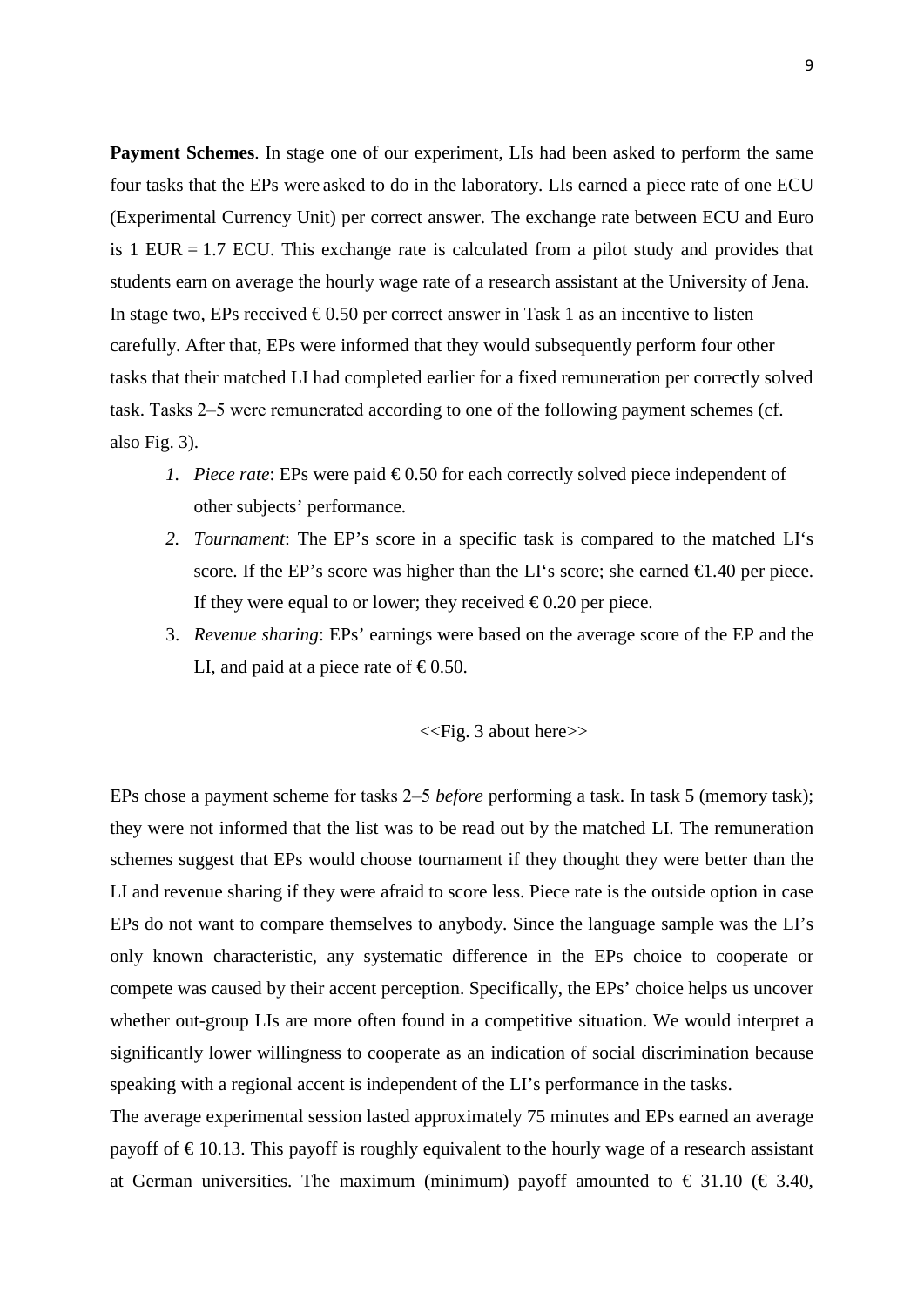**Payment Schemes**. In stage one of our experiment, LIs had been asked to perform the same four tasks that the EPs were asked to do in the laboratory. LIs earned a piece rate of one ECU (Experimental Currency Unit) per correct answer. The exchange rate between ECU and Euro is 1 EUR = 1.7 ECU. This exchange rate is calculated from a pilot study and provides that students earn on average the hourly wage rate of a research assistant at the University of Jena. In stage two, EPs received € 0.50 per correct answer in Task 1 as an incentive to listen carefully. After that, EPs were informed that they would subsequently perform four other tasks that their matched LI had completed earlier for a fixed remuneration per correctly solved task. Tasks 2–5 were remunerated according to one of the following payment schemes (cf. also Fig. 3).

1. *Piece rate*: EPs were paid € 0.50 for each correctly solved piece independent of other subjects' performance.
2. *Tournament*: The EP's score in a specific task is compared to the matched LI's score. If the EP's score was higher than the LI's score; she earned €1.40 per piece. If they were equal to or lower; they received € 0.20 per piece.
3. *Revenue sharing*: EPs' earnings were based on the average score of the EP and the LI, and paid at a piece rate of € 0.50.

<<Fig. 3 about here>>

EPs chose a payment scheme for tasks 2–5 *before* performing a task. In task 5 (memory task); they were not informed that the list was to be read out by the matched LI. The remuneration schemes suggest that EPs would choose tournament if they thought they were better than the LI and revenue sharing if they were afraid to score less. Piece rate is the outside option in case EPs do not want to compare themselves to anybody. Since the language sample was the LI's only known characteristic, any systematic difference in the EPs choice to cooperate or compete was caused by their accent perception. Specifically, the EPs' choice helps us uncover whether out-group LIs are more often found in a competitive situation. We would interpret a significantly lower willingness to cooperate as an indication of social discrimination because speaking with a regional accent is independent of the LI's performance in the tasks.

The average experimental session lasted approximately 75 minutes and EPs earned an average payoff of € 10.13. This payoff is roughly equivalent to the hourly wage of a research assistant at German universities. The maximum (minimum) payoff amounted to € 31.10 (€ 3.40,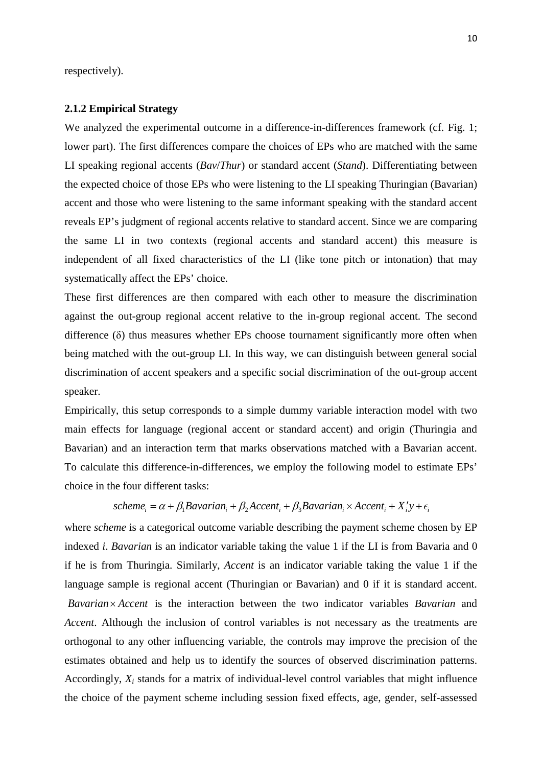respectively).

### 2.1.2 Empirical Strategy

We analyzed the experimental outcome in a difference-in-differences framework (cf. Fig. 1; lower part). The first differences compare the choices of EPs who are matched with the same LI speaking regional accents (*Bav*/*Thur*) or standard accent (*Stand*). Differentiating between the expected choice of those EPs who were listening to the LI speaking Thuringian (Bavarian) accent and those who were listening to the same informant speaking with the standard accent reveals EP's judgment of regional accents relative to standard accent. Since we are comparing the same LI in two contexts (regional accents and standard accent) this measure is independent of all fixed characteristics of the LI (like tone pitch or intonation) that may systematically affect the EPs' choice.

These first differences are then compared with each other to measure the discrimination against the out-group regional accent relative to the in-group regional accent. The second difference ($\delta$) thus measures whether EPs choose tournament significantly more often when being matched with the out-group LI. In this way, we can distinguish between general social discrimination of accent speakers and a specific social discrimination of the out-group accent speaker.

Empirically, this setup corresponds to a simple dummy variable interaction model with two main effects for language (regional accent or standard accent) and origin (Thuringia and Bavarian) and an interaction term that marks observations matched with a Bavarian accent. To calculate this difference-in-differences, we employ the following model to estimate EPs' choice in the four different tasks:

$$scheme_i = \alpha + \beta_1 Bavarian_i + \beta_2 Accent_i + \beta_3 Bavarian_i \times Accent_i + X_i' y + \epsilon_i$$

where *scheme* is a categorical outcome variable describing the payment scheme chosen by EP indexed *i*. *Bavarian* is an indicator variable taking the value 1 if the LI is from Bavaria and 0 if he is from Thuringia. Similarly, *Accent* is an indicator variable taking the value 1 if the language sample is regional accent (Thuringian or Bavarian) and 0 if it is standard accent. $Bavarian \times Accent$ is the interaction between the two indicator variables *Bavarian* and *Accent*. Although the inclusion of control variables is not necessary as the treatments are orthogonal to any other influencing variable, the controls may improve the precision of the estimates obtained and help us to identify the sources of observed discrimination patterns. Accordingly, $X_i$ stands for a matrix of individual-level control variables that might influence the choice of the payment scheme including session fixed effects, age, gender, self-assessed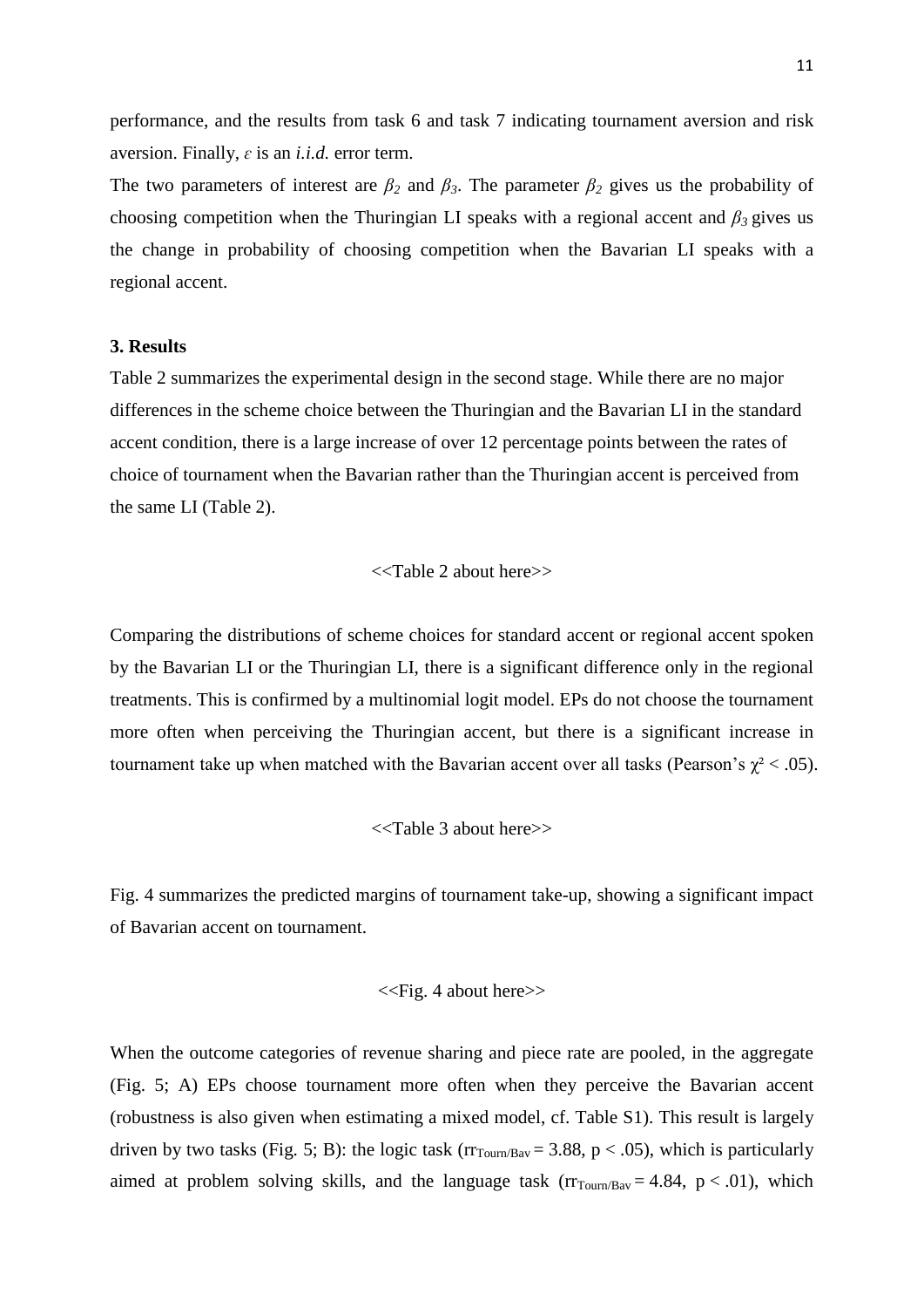performance, and the results from task 6 and task 7 indicating tournament aversion and risk aversion. Finally, $\varepsilon$ is an *i.i.d.* error term.

The two parameters of interest are $\beta_2$ and $\beta_3$. The parameter $\beta_2$ gives us the probability of choosing competition when the Thuringian LI speaks with a regional accent and $\beta_3$ gives us the change in probability of choosing competition when the Bavarian LI speaks with a regional accent.

## 3. Results

Table 2 summarizes the experimental design in the second stage. While there are no major differences in the scheme choice between the Thuringian and the Bavarian LI in the standard accent condition, there is a large increase of over 12 percentage points between the rates of choice of tournament when the Bavarian rather than the Thuringian accent is perceived from the same LI (Table 2).

<<Table 2 about here>>

Comparing the distributions of scheme choices for standard accent or regional accent spoken by the Bavarian LI or the Thuringian LI, there is a significant difference only in the regional treatments. This is confirmed by a multinomial logit model. EPs do not choose the tournament more often when perceiving the Thuringian accent, but there is a significant increase in tournament take up when matched with the Bavarian accent over all tasks (Pearson's $\chi^2 < .05$).

<<Table 3 about here>>

Fig. 4 summarizes the predicted margins of tournament take-up, showing a significant impact of Bavarian accent on tournament.

<<Fig. 4 about here>>

When the outcome categories of revenue sharing and piece rate are pooled, in the aggregate (Fig. 5; A) EPs choose tournament more often when they perceive the Bavarian accent (robustness is also given when estimating a mixed model, cf. Table S1). This result is largely driven by two tasks (Fig. 5; B): the logic task ($rr_{Tourn/Bav} = 3.88$, $p < .05$), which is particularly aimed at problem solving skills, and the language task ($rr_{Tourn/Bav} = 4.84$, $p < .01$), which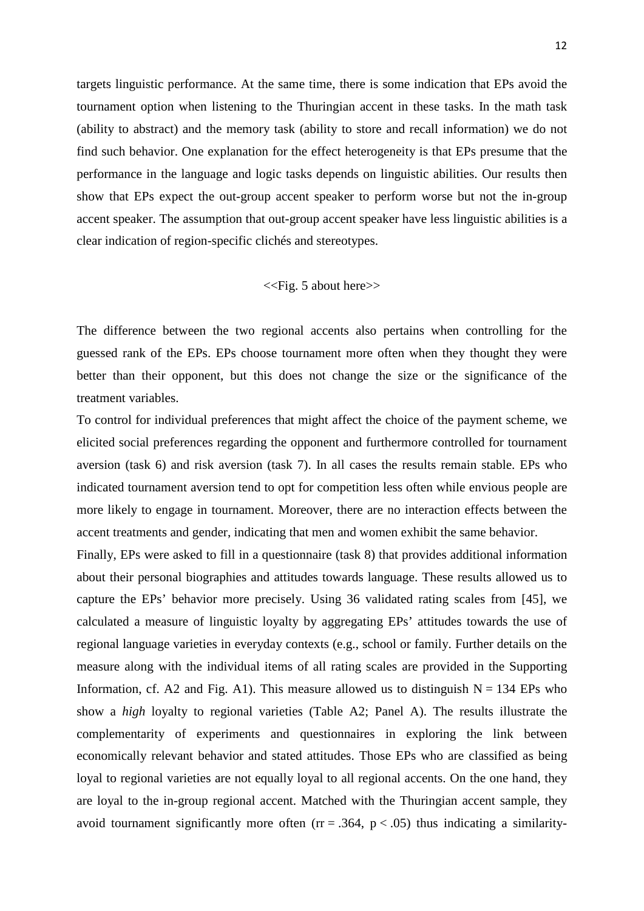targets linguistic performance. At the same time, there is some indication that EPs avoid the tournament option when listening to the Thuringian accent in these tasks. In the math task (ability to abstract) and the memory task (ability to store and recall information) we do not find such behavior. One explanation for the effect heterogeneity is that EPs presume that the performance in the language and logic tasks depends on linguistic abilities. Our results then show that EPs expect the out-group accent speaker to perform worse but not the in-group accent speaker. The assumption that out-group accent speaker have less linguistic abilities is a clear indication of region-specific clichés and stereotypes.

<<Fig. 5 about here>>

The difference between the two regional accents also pertains when controlling for the guessed rank of the EPs. EPs choose tournament more often when they thought they were better than their opponent, but this does not change the size or the significance of the treatment variables.

To control for individual preferences that might affect the choice of the payment scheme, we elicited social preferences regarding the opponent and furthermore controlled for tournament aversion (task 6) and risk aversion (task 7). In all cases the results remain stable. EPs who indicated tournament aversion tend to opt for competition less often while envious people are more likely to engage in tournament. Moreover, there are no interaction effects between the accent treatments and gender, indicating that men and women exhibit the same behavior.

Finally, EPs were asked to fill in a questionnaire (task 8) that provides additional information about their personal biographies and attitudes towards language. These results allowed us to capture the EPs' behavior more precisely. Using 36 validated rating scales from [45], we calculated a measure of linguistic loyalty by aggregating EPs' attitudes towards the use of regional language varieties in everyday contexts (e.g., school or family. Further details on the measure along with the individual items of all rating scales are provided in the Supporting Information, cf. A2 and Fig. A1). This measure allowed us to distinguish $N = 134$ EPs who show a *high* loyalty to regional varieties (Table A2; Panel A). The results illustrate the complementarity of experiments and questionnaires in exploring the link between economically relevant behavior and stated attitudes. Those EPs who are classified as being loyal to regional varieties are not equally loyal to all regional accents. On the one hand, they are loyal to the in-group regional accent. Matched with the Thuringian accent sample, they avoid tournament significantly more often ($rr = .364$, $p < .05$) thus indicating a similarity-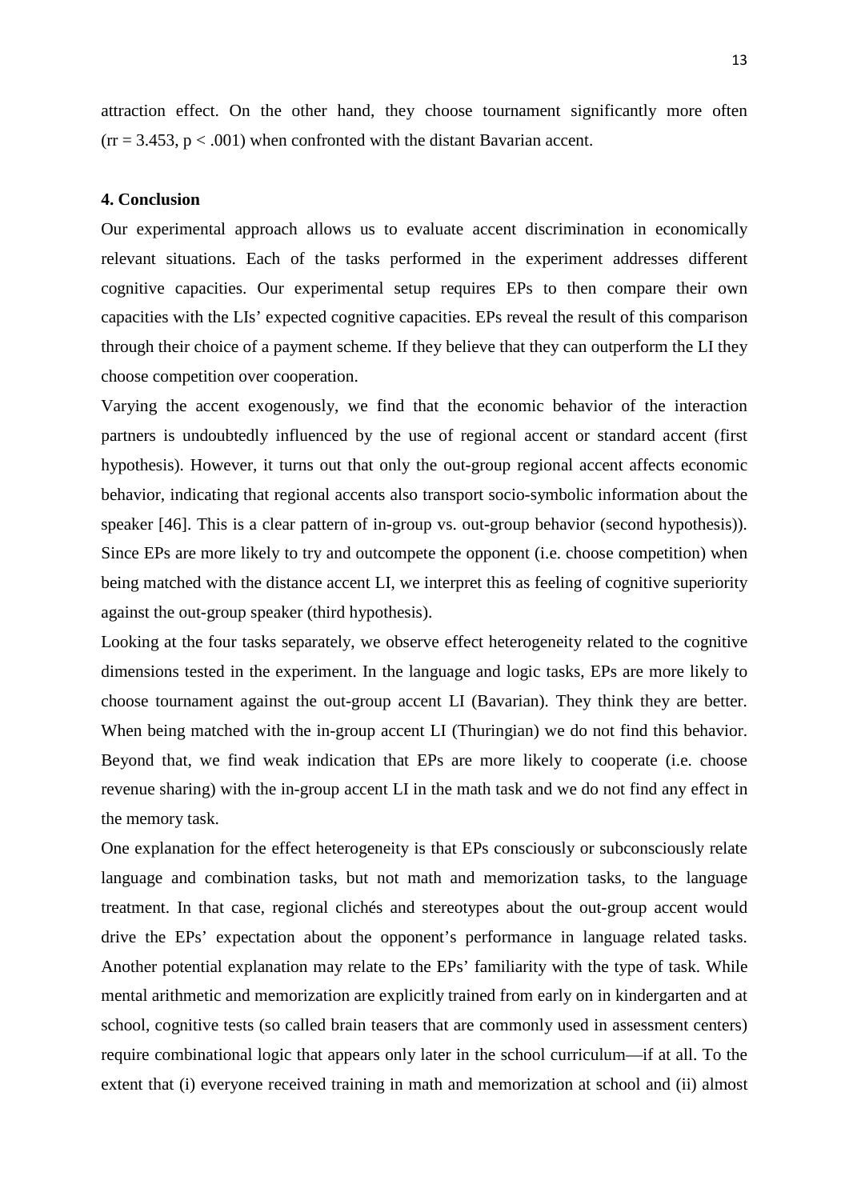attraction effect. On the other hand, they choose tournament significantly more often ($rr = 3.453$, $p < .001$) when confronted with the distant Bavarian accent.

### 4. Conclusion

Our experimental approach allows us to evaluate accent discrimination in economically relevant situations. Each of the tasks performed in the experiment addresses different cognitive capacities. Our experimental setup requires EPs to then compare their own capacities with the LIs' expected cognitive capacities. EPs reveal the result of this comparison through their choice of a payment scheme. If they believe that they can outperform the LI they choose competition over cooperation.

Varying the accent exogenously, we find that the economic behavior of the interaction partners is undoubtedly influenced by the use of regional accent or standard accent (first hypothesis). However, it turns out that only the out-group regional accent affects economic behavior, indicating that regional accents also transport socio-symbolic information about the speaker [46]. This is a clear pattern of in-group vs. out-group behavior (second hypothesis)). Since EPs are more likely to try and outcompete the opponent (i.e. choose competition) when being matched with the distance accent LI, we interpret this as feeling of cognitive superiority against the out-group speaker (third hypothesis).

Looking at the four tasks separately, we observe effect heterogeneity related to the cognitive dimensions tested in the experiment. In the language and logic tasks, EPs are more likely to choose tournament against the out-group accent LI (Bavarian). They think they are better. When being matched with the in-group accent LI (Thuringian) we do not find this behavior. Beyond that, we find weak indication that EPs are more likely to cooperate (i.e. choose revenue sharing) with the in-group accent LI in the math task and we do not find any effect in the memory task.

One explanation for the effect heterogeneity is that EPs consciously or subconsciously relate language and combination tasks, but not math and memorization tasks, to the language treatment. In that case, regional clichés and stereotypes about the out-group accent would drive the EPs' expectation about the opponent's performance in language related tasks. Another potential explanation may relate to the EPs' familiarity with the type of task. While mental arithmetic and memorization are explicitly trained from early on in kindergarten and at school, cognitive tests (so called brain teasers that are commonly used in assessment centers) require combinational logic that appears only later in the school curriculum—if at all. To the extent that (i) everyone received training in math and memorization at school and (ii) almost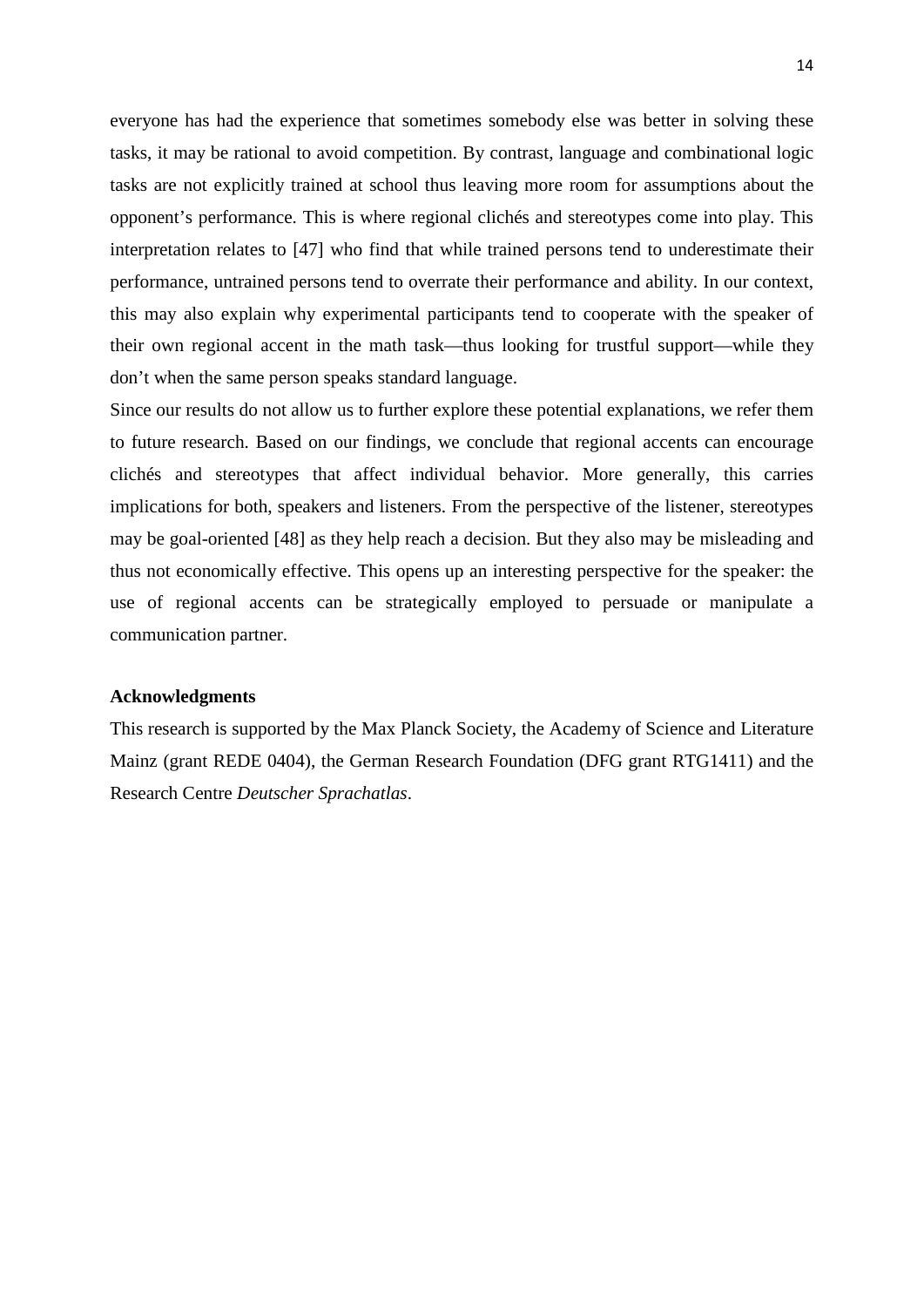everyone has had the experience that sometimes somebody else was better in solving these tasks, it may be rational to avoid competition. By contrast, language and combinational logic tasks are not explicitly trained at school thus leaving more room for assumptions about the opponent's performance. This is where regional clichés and stereotypes come into play. This interpretation relates to [47] who find that while trained persons tend to underestimate their performance, untrained persons tend to overrate their performance and ability. In our context, this may also explain why experimental participants tend to cooperate with the speaker of their own regional accent in the math task—thus looking for trustful support—while they don't when the same person speaks standard language.

Since our results do not allow us to further explore these potential explanations, we refer them to future research. Based on our findings, we conclude that regional accents can encourage clichés and stereotypes that affect individual behavior. More generally, this carries implications for both, speakers and listeners. From the perspective of the listener, stereotypes may be goal-oriented [48] as they help reach a decision. But they also may be misleading and thus not economically effective. This opens up an interesting perspective for the speaker: the use of regional accents can be strategically employed to persuade or manipulate a communication partner.

**Acknowledgments**

This research is supported by the Max Planck Society, the Academy of Science and Literature Mainz (grant REDE 0404), the German Research Foundation (DFG grant RTG1411) and the Research Centre *Deutscher Sprachatlas*.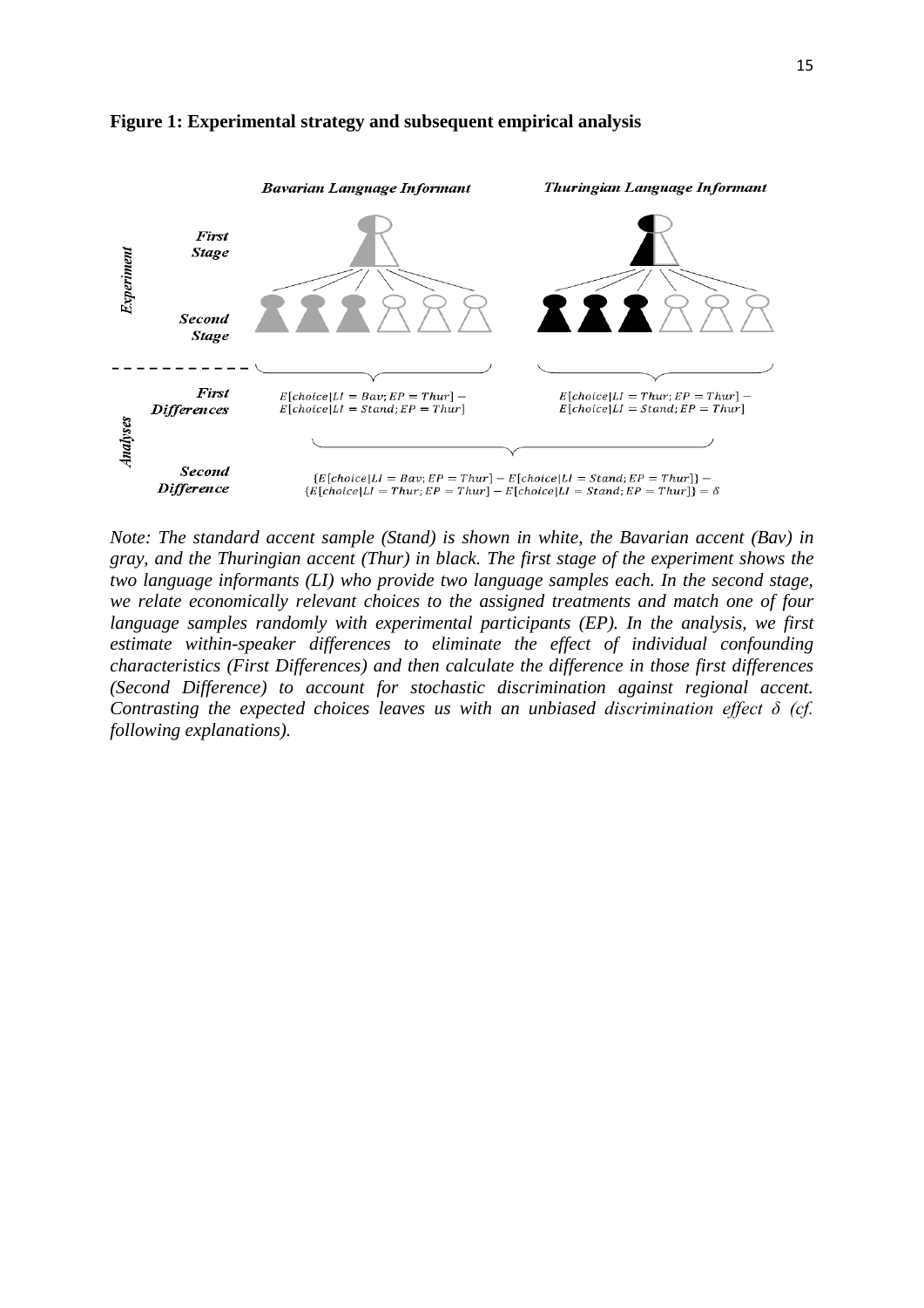**Figure 1: Experimental strategy and subsequent empirical analysis**

*Bavarian Language Informant* | *Thuringian Language Informant*

*Experiment* — *First Stage* / *Second Stage*

*Analyses* — *First Differences*:

$E[choice|LI = Bav; EP = Thur] - E[choice|LI = Stand; EP = Thur]$

$E[choice|LI = Thur; EP = Thur] - E[choice|LI = Stand; EP = Thur]$

*Second Difference*:

$$\{E[choice|LI = Bav; EP = Thur] - E[choice|LI = Stand; EP = Thur]\} - \{E[choice|LI = Thur; EP = Thur] - E[choice|LI = Stand; EP = Thur]\} = \delta$$

*Note: The standard accent sample (Stand) is shown in white, the Bavarian accent (Bav) in gray, and the Thuringian accent (Thur) in black. The first stage of the experiment shows the two language informants (LI) who provide two language samples each. In the second stage, we relate economically relevant choices to the assigned treatments and match one of four language samples randomly with experimental participants (EP). In the analysis, we first estimate within-speaker differences to eliminate the effect of individual confounding characteristics (First Differences) and then calculate the difference in those first differences (Second Difference) to account for stochastic discrimination against regional accent. Contrasting the expected choices leaves us with an unbiased discrimination effect δ (cf. following explanations).*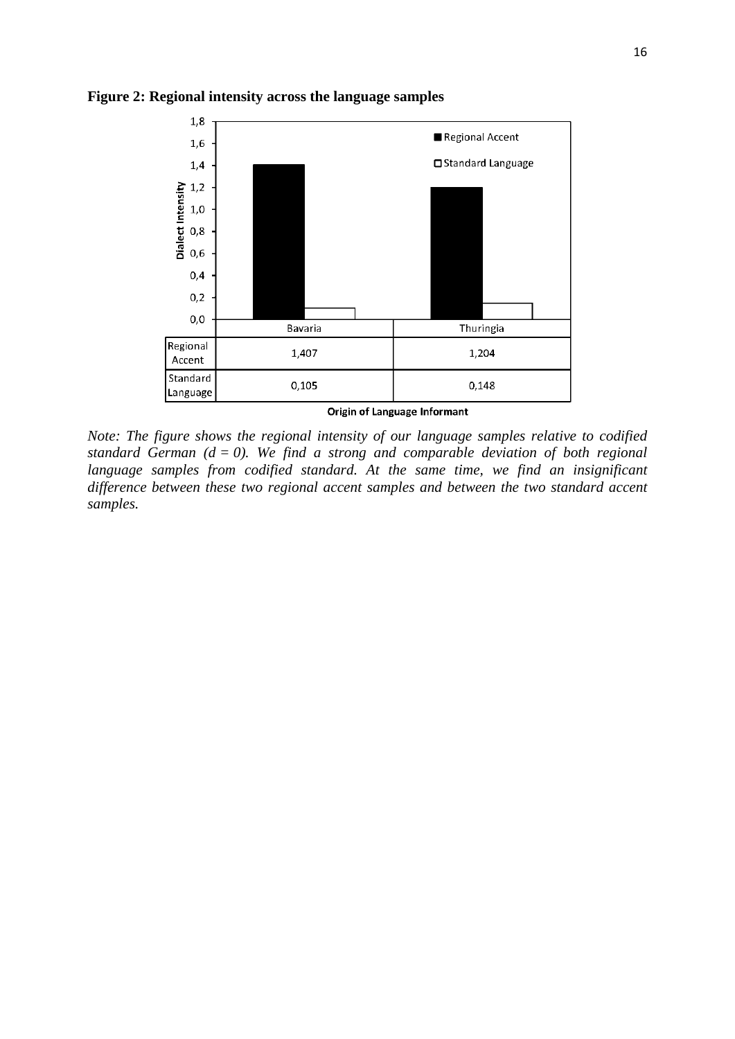**Figure 2: Regional intensity across the language samples**

| | Bavaria | Thuringia |
|---|---|---|
| Regional Accent | 1,407 | 1,204 |
| Standard Language | 0,105 | 0,148 |

Origin of Language Informant

*Note: The figure shows the regional intensity of our language samples relative to codified standard German (d = 0). We find a strong and comparable deviation of both regional language samples from codified standard. At the same time, we find an insignificant difference between these two regional accent samples and between the two standard accent samples.*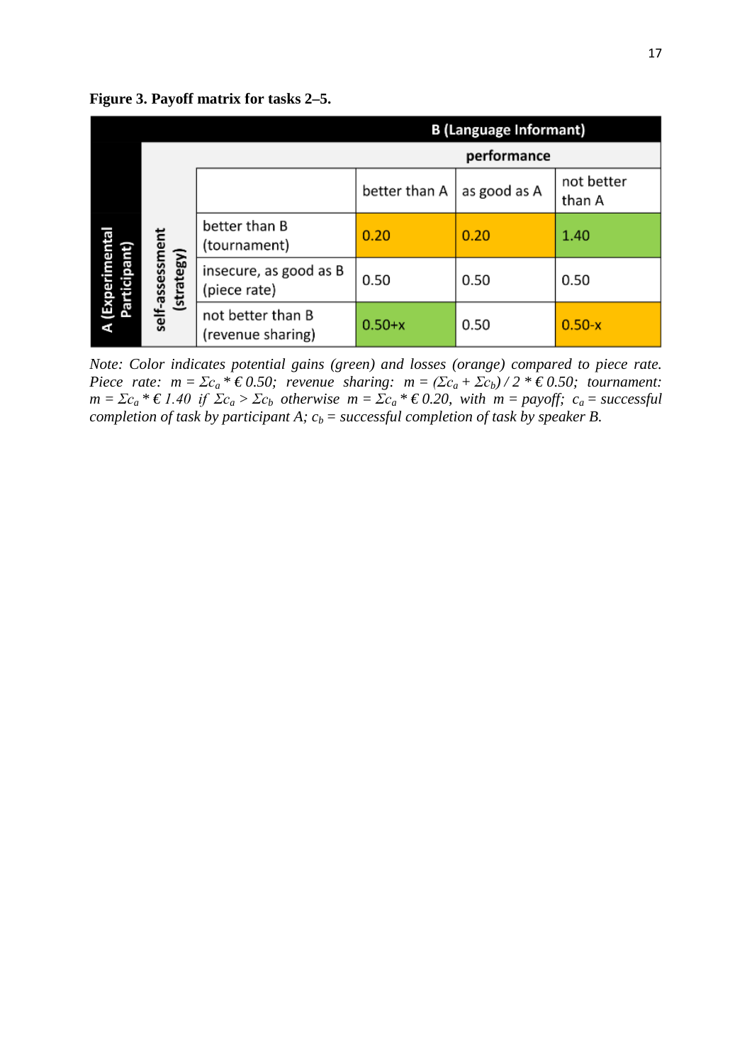**Figure 3. Payoff matrix for tasks 2–5.**

| | | | B (Language Informant) | | |
|---|---|---|---|---|---|
| | | | performance | | |
| | | | better than A | as good as A | not better than A |
| A (Experimental Participant) | self-assessment (strategy) | better than B (tournament) | 0.20 | 0.20 | 1.40 |
| | | insecure, as good as B (piece rate) | 0.50 | 0.50 | 0.50 |
| | | not better than B (revenue sharing) | 0.50+x | 0.50 | 0.50-x |

*Note: Color indicates potential gains (green) and losses (orange) compared to piece rate. Piece rate:* $m = \Sigma c_a * € 0.50$*; revenue sharing:* $m = (\Sigma c_a + \Sigma c_b) / 2 * € 0.50$*; tournament:* $m = \Sigma c_a * € 1.40$ *if* $\Sigma c_a > \Sigma c_b$ *otherwise* $m = \Sigma c_a * € 0.20$*, with* $m$ *= payoff;* $c_a$ *= successful completion of task by participant A;* $c_b$ *= successful completion of task by speaker B.*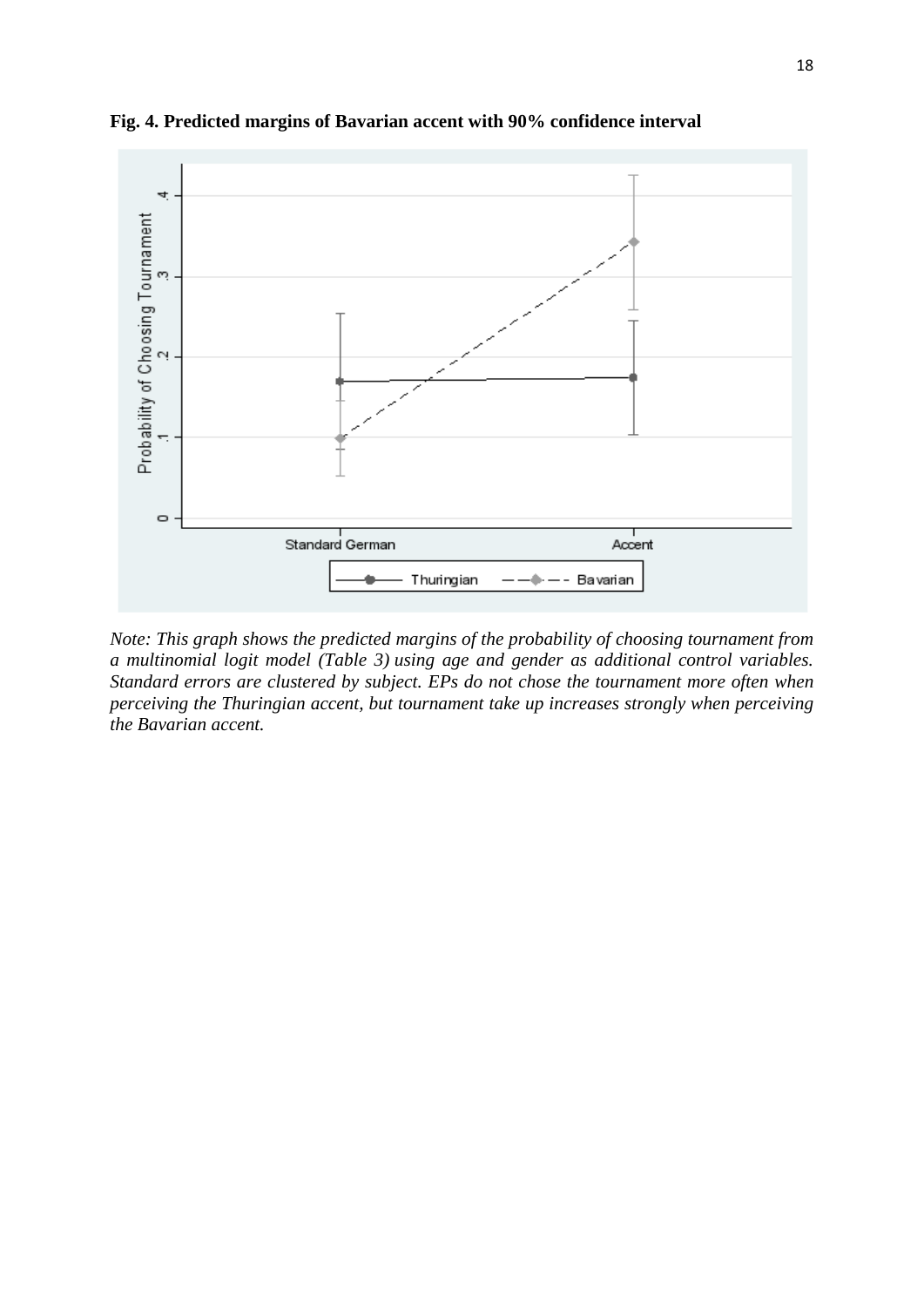**Fig. 4. Predicted margins of Bavarian accent with 90% confidence interval**

*Note: This graph shows the predicted margins of the probability of choosing tournament from a multinomial logit model (Table 3) using age and gender as additional control variables. Standard errors are clustered by subject. EPs do not chose the tournament more often when perceiving the Thuringian accent, but tournament take up increases strongly when perceiving the Bavarian accent.*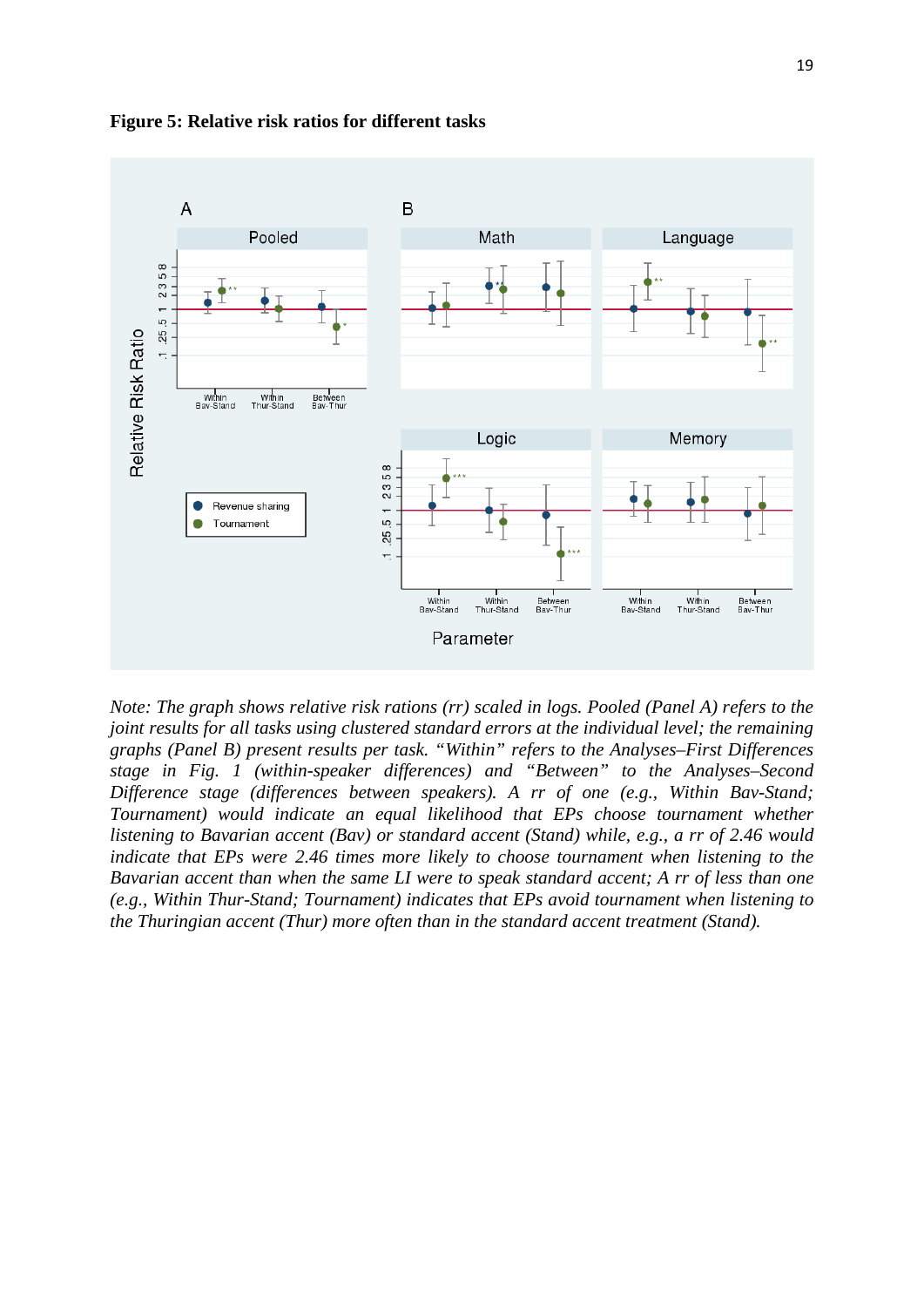**Figure 5: Relative risk ratios for different tasks**

*Note: The graph shows relative risk rations (rr) scaled in logs. Pooled (Panel A) refers to the joint results for all tasks using clustered standard errors at the individual level; the remaining graphs (Panel B) present results per task. "Within" refers to the Analyses–First Differences stage in Fig. 1 (within-speaker differences) and "Between" to the Analyses–Second Difference stage (differences between speakers). A rr of one (e.g., Within Bav-Stand; Tournament) would indicate an equal likelihood that EPs choose tournament whether listening to Bavarian accent (Bav) or standard accent (Stand) while, e.g., a rr of 2.46 would indicate that EPs were 2.46 times more likely to choose tournament when listening to the Bavarian accent than when the same LI were to speak standard accent; A rr of less than one (e.g., Within Thur-Stand; Tournament) indicates that EPs avoid tournament when listening to the Thuringian accent (Thur) more often than in the standard accent treatment (Stand).*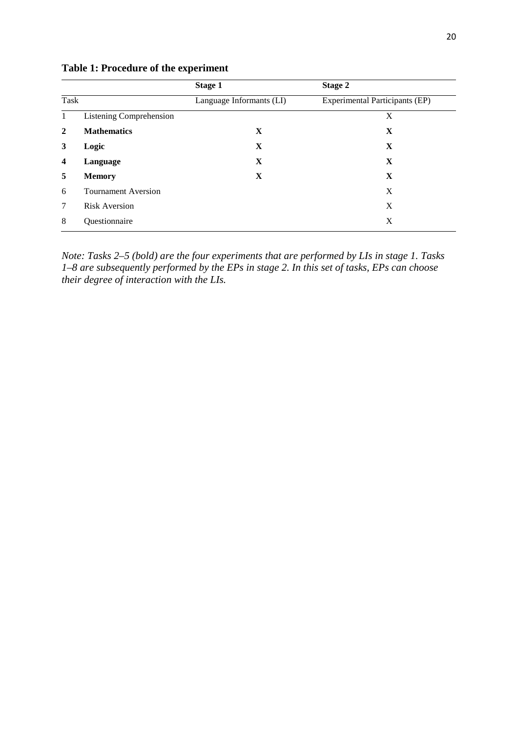**Table 1: Procedure of the experiment**

| | | Stage 1 | Stage 2 |
|---|---|---|---|
| Task | | Language Informants (LI) | Experimental Participants (EP) |
| 1 | Listening Comprehension | | X |
| **2** | **Mathematics** | **X** | **X** |
| **3** | **Logic** | **X** | **X** |
| **4** | **Language** | **X** | **X** |
| **5** | **Memory** | **X** | **X** |
| 6 | Tournament Aversion | | X |
| 7 | Risk Aversion | | X |
| 8 | Questionnaire | | X |

*Note: Tasks 2–5 (bold) are the four experiments that are performed by LIs in stage 1. Tasks 1–8 are subsequently performed by the EPs in stage 2. In this set of tasks, EPs can choose their degree of interaction with the LIs.*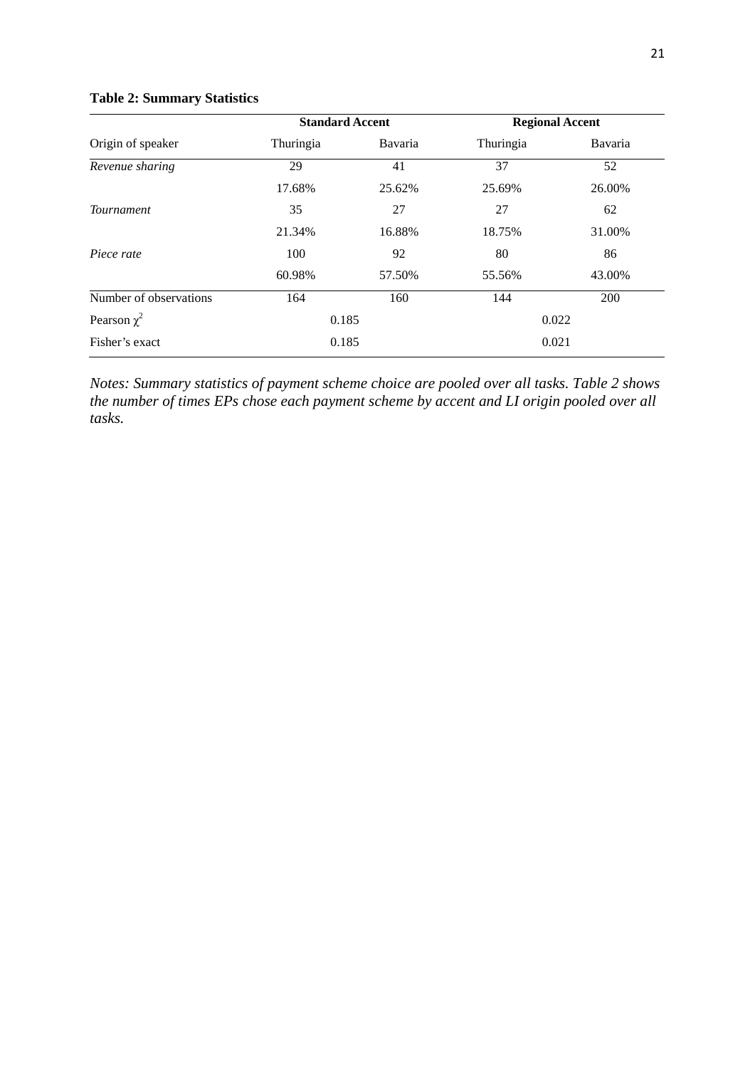**Table 2: Summary Statistics**

| | Standard Accent | | Regional Accent | |
|---|---|---|---|---|
| Origin of speaker | Thuringia | Bavaria | Thuringia | Bavaria |
| *Revenue sharing* | 29 | 41 | 37 | 52 |
| | 17.68% | 25.62% | 25.69% | 26.00% |
| *Tournament* | 35 | 27 | 27 | 62 |
| | 21.34% | 16.88% | 18.75% | 31.00% |
| *Piece rate* | 100 | 92 | 80 | 86 |
| | 60.98% | 57.50% | 55.56% | 43.00% |
| Number of observations | 164 | 160 | 144 | 200 |
| Pearson $\chi^2$ | 0.185 | | 0.022 | |
| Fisher's exact | 0.185 | | 0.021 | |

*Notes: Summary statistics of payment scheme choice are pooled over all tasks. Table 2 shows the number of times EPs chose each payment scheme by accent and LI origin pooled over all tasks.*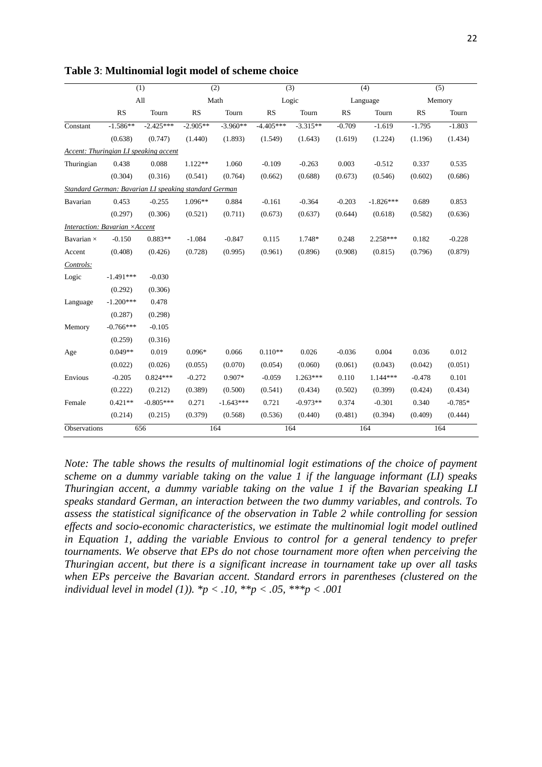**Table 3**: **Multinomial logit model of scheme choice**

| | (1) | | (2) | | (3) | | (4) | | (5) | |
|---|---|---|---|---|---|---|---|---|---|---|
| | All | | Math | | Logic | | Language | | Memory | |
| | RS | Tourn | RS | Tourn | RS | Tourn | RS | Tourn | RS | Tourn |
| Constant | -1.586** | -2.425*** | -2.905** | -3.960** | -4.405*** | -3.315** | -0.709 | -1.619 | -1.795 | -1.803 |
| | (0.638) | (0.747) | (1.440) | (1.893) | (1.549) | (1.643) | (1.619) | (1.224) | (1.196) | (1.434) |
| *Accent: Thuringian LI speaking accent* | | | | | | | | | | |
| Thuringian | 0.438 | 0.088 | 1.122** | 1.060 | -0.109 | -0.263 | 0.003 | -0.512 | 0.337 | 0.535 |
| | (0.304) | (0.316) | (0.541) | (0.764) | (0.662) | (0.688) | (0.673) | (0.546) | (0.602) | (0.686) |
| *Standard German: Bavarian LI speaking standard German* | | | | | | | | | | |
| Bavarian | 0.453 | -0.255 | 1.096** | 0.884 | -0.161 | -0.364 | -0.203 | -1.826*** | 0.689 | 0.853 |
| | (0.297) | (0.306) | (0.521) | (0.711) | (0.673) | (0.637) | (0.644) | (0.618) | (0.582) | (0.636) |
| *Interaction: Bavarian ×Accent* | | | | | | | | | | |
| Bavarian × | -0.150 | 0.883** | -1.084 | -0.847 | 0.115 | 1.748* | 0.248 | 2.258*** | 0.182 | -0.228 |
| Accent | (0.408) | (0.426) | (0.728) | (0.995) | (0.961) | (0.896) | (0.908) | (0.815) | (0.796) | (0.879) |
| *Controls:* | | | | | | | | | | |
| Logic | -1.491*** | -0.030 | | | | | | | | |
| | (0.292) | (0.306) | | | | | | | | |
| Language | -1.200*** | 0.478 | | | | | | | | |
| | (0.287) | (0.298) | | | | | | | | |
| Memory | -0.766*** | -0.105 | | | | | | | | |
| | (0.259) | (0.316) | | | | | | | | |
| Age | 0.049** | 0.019 | 0.096* | 0.066 | 0.110** | 0.026 | -0.036 | 0.004 | 0.036 | 0.012 |
| | (0.022) | (0.026) | (0.055) | (0.070) | (0.054) | (0.060) | (0.061) | (0.043) | (0.042) | (0.051) |
| Envious | -0.205 | 0.824*** | -0.272 | 0.907* | -0.059 | 1.263*** | 0.110 | 1.144*** | -0.478 | 0.101 |
| | (0.222) | (0.212) | (0.389) | (0.500) | (0.541) | (0.434) | (0.502) | (0.399) | (0.424) | (0.434) |
| Female | 0.421** | -0.805*** | 0.271 | -1.643*** | 0.721 | -0.973** | 0.374 | -0.301 | 0.340 | -0.785* |
| | (0.214) | (0.215) | (0.379) | (0.568) | (0.536) | (0.440) | (0.481) | (0.394) | (0.409) | (0.444) |
| Observations | 656 | | 164 | | 164 | | 164 | | 164 | |

*Note: The table shows the results of multinomial logit estimations of the choice of payment scheme on a dummy variable taking on the value 1 if the language informant (LI) speaks Thuringian accent, a dummy variable taking on the value 1 if the Bavarian speaking LI speaks standard German, an interaction between the two dummy variables, and controls. To assess the statistical significance of the observation in Table 2 while controlling for session effects and socio-economic characteristics, we estimate the multinomial logit model outlined in Equation 1, adding the variable Envious to control for a general tendency to prefer tournaments. We observe that EPs do not chose tournament more often when perceiving the Thuringian accent, but there is a significant increase in tournament take up over all tasks when EPs perceive the Bavarian accent. Standard errors in parentheses (clustered on the individual level in model (1)). \*p < .10, \*\*p < .05, \*\*\*p < .001*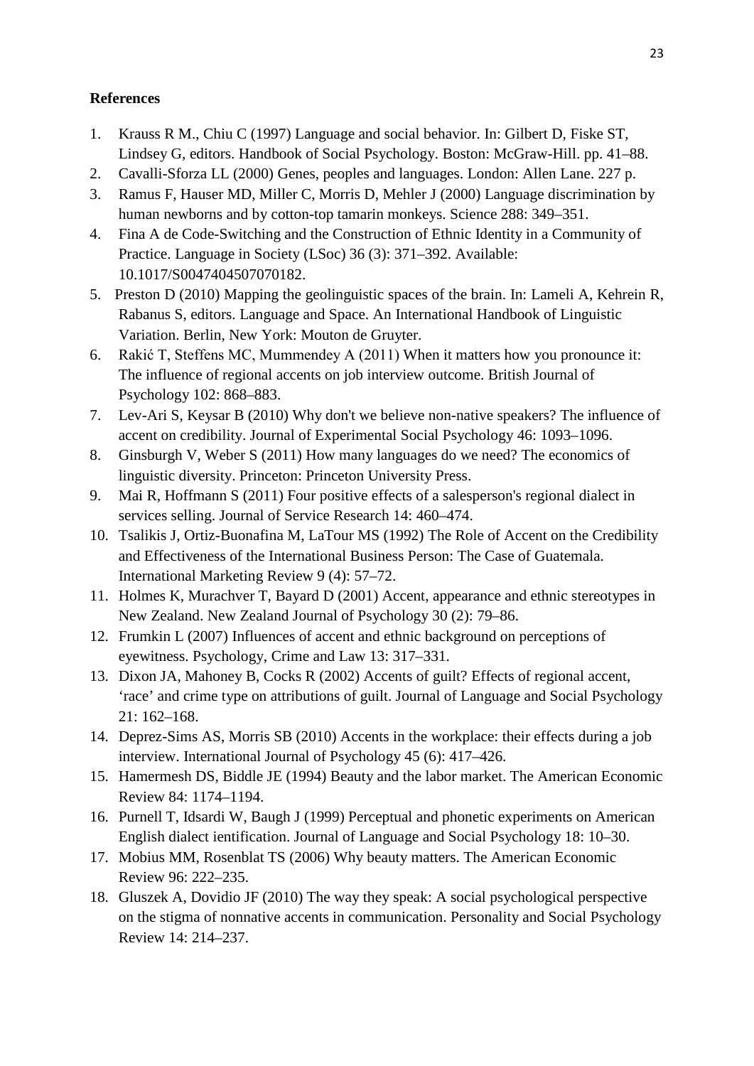**References**

1. Krauss R M., Chiu C (1997) Language and social behavior. In: Gilbert D, Fiske ST, Lindsey G, editors. Handbook of Social Psychology. Boston: McGraw-Hill. pp. 41–88.
2. Cavalli-Sforza LL (2000) Genes, peoples and languages. London: Allen Lane. 227 p.
3. Ramus F, Hauser MD, Miller C, Morris D, Mehler J (2000) Language discrimination by human newborns and by cotton-top tamarin monkeys. Science 288: 349–351.
4. Fina A de Code-Switching and the Construction of Ethnic Identity in a Community of Practice. Language in Society (LSoc) 36 (3): 371–392. Available: 10.1017/S0047404507070182.
5. Preston D (2010) Mapping the geolinguistic spaces of the brain. In: Lameli A, Kehrein R, Rabanus S, editors. Language and Space. An International Handbook of Linguistic Variation. Berlin, New York: Mouton de Gruyter.
6. Rakić T, Steffens MC, Mummendey A (2011) When it matters how you pronounce it: The influence of regional accents on job interview outcome. British Journal of Psychology 102: 868–883.
7. Lev-Ari S, Keysar B (2010) Why don't we believe non-native speakers? The influence of accent on credibility. Journal of Experimental Social Psychology 46: 1093–1096.
8. Ginsburgh V, Weber S (2011) How many languages do we need? The economics of linguistic diversity. Princeton: Princeton University Press.
9. Mai R, Hoffmann S (2011) Four positive effects of a salesperson's regional dialect in services selling. Journal of Service Research 14: 460–474.
10. Tsalikis J, Ortiz-Buonafina M, LaTour MS (1992) The Role of Accent on the Credibility and Effectiveness of the International Business Person: The Case of Guatemala. International Marketing Review 9 (4): 57–72.
11. Holmes K, Murachver T, Bayard D (2001) Accent, appearance and ethnic stereotypes in New Zealand. New Zealand Journal of Psychology 30 (2): 79–86.
12. Frumkin L (2007) Influences of accent and ethnic background on perceptions of eyewitness. Psychology, Crime and Law 13: 317–331.
13. Dixon JA, Mahoney B, Cocks R (2002) Accents of guilt? Effects of regional accent, 'race' and crime type on attributions of guilt. Journal of Language and Social Psychology 21: 162–168.
14. Deprez-Sims AS, Morris SB (2010) Accents in the workplace: their effects during a job interview. International Journal of Psychology 45 (6): 417–426.
15. Hamermesh DS, Biddle JE (1994) Beauty and the labor market. The American Economic Review 84: 1174–1194.
16. Purnell T, Idsardi W, Baugh J (1999) Perceptual and phonetic experiments on American English dialect ientification. Journal of Language and Social Psychology 18: 10–30.
17. Mobius MM, Rosenblat TS (2006) Why beauty matters. The American Economic Review 96: 222–235.
18. Gluszek A, Dovidio JF (2010) The way they speak: A social psychological perspective on the stigma of nonnative accents in communication. Personality and Social Psychology Review 14: 214–237.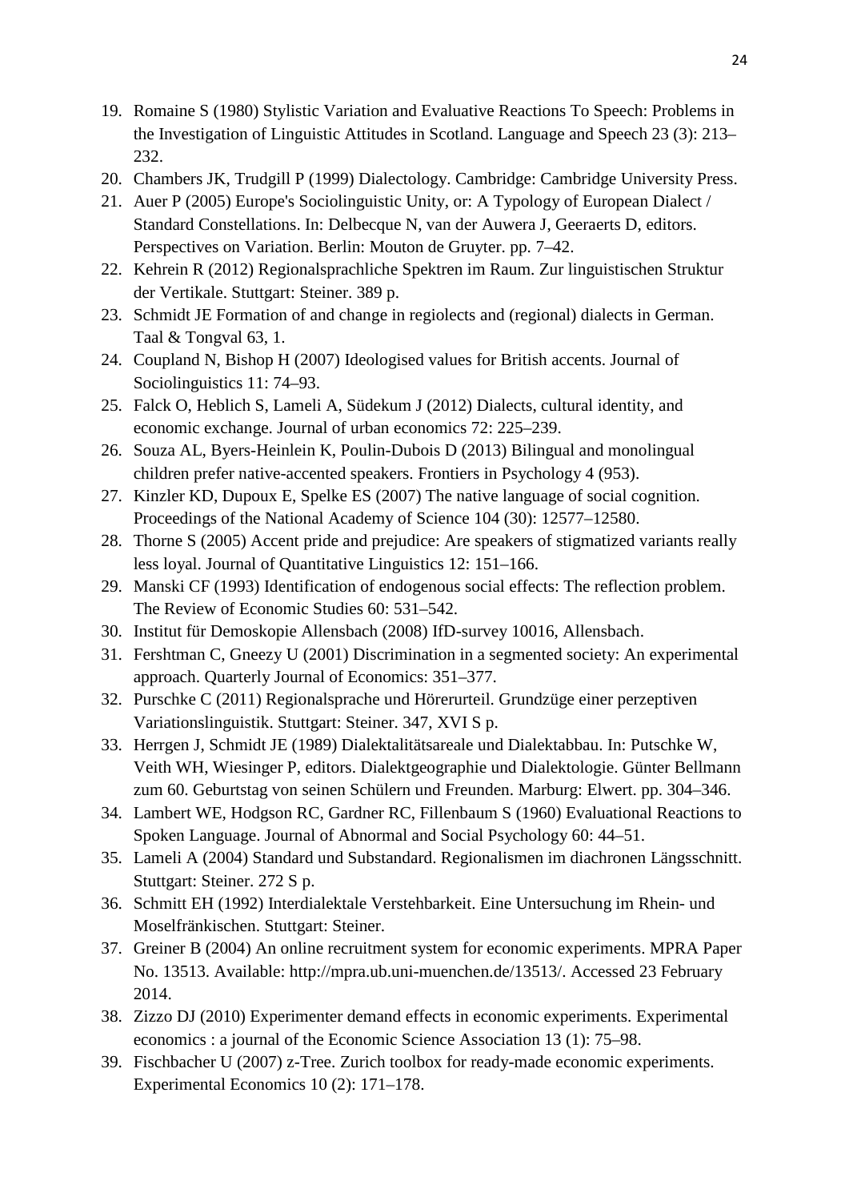19. Romaine S (1980) Stylistic Variation and Evaluative Reactions To Speech: Problems in the Investigation of Linguistic Attitudes in Scotland. Language and Speech 23 (3): 213–232.
20. Chambers JK, Trudgill P (1999) Dialectology. Cambridge: Cambridge University Press.
21. Auer P (2005) Europe's Sociolinguistic Unity, or: A Typology of European Dialect / Standard Constellations. In: Delbecque N, van der Auwera J, Geeraerts D, editors. Perspectives on Variation. Berlin: Mouton de Gruyter. pp. 7–42.
22. Kehrein R (2012) Regionalsprachliche Spektren im Raum. Zur linguistischen Struktur der Vertikale. Stuttgart: Steiner. 389 p.
23. Schmidt JE Formation of and change in regiolects and (regional) dialects in German. Taal & Tongval 63, 1.
24. Coupland N, Bishop H (2007) Ideologised values for British accents. Journal of Sociolinguistics 11: 74–93.
25. Falck O, Heblich S, Lameli A, Südekum J (2012) Dialects, cultural identity, and economic exchange. Journal of urban economics 72: 225–239.
26. Souza AL, Byers-Heinlein K, Poulin-Dubois D (2013) Bilingual and monolingual children prefer native-accented speakers. Frontiers in Psychology 4 (953).
27. Kinzler KD, Dupoux E, Spelke ES (2007) The native language of social cognition. Proceedings of the National Academy of Science 104 (30): 12577–12580.
28. Thorne S (2005) Accent pride and prejudice: Are speakers of stigmatized variants really less loyal. Journal of Quantitative Linguistics 12: 151–166.
29. Manski CF (1993) Identification of endogenous social effects: The reflection problem. The Review of Economic Studies 60: 531–542.
30. Institut für Demoskopie Allensbach (2008) IfD-survey 10016, Allensbach.
31. Fershtman C, Gneezy U (2001) Discrimination in a segmented society: An experimental approach. Quarterly Journal of Economics: 351–377.
32. Purschke C (2011) Regionalsprache und Hörerurteil. Grundzüge einer perzeptiven Variationslinguistik. Stuttgart: Steiner. 347, XVI S p.
33. Herrgen J, Schmidt JE (1989) Dialektalitätsareale und Dialektabbau. In: Putschke W, Veith WH, Wiesinger P, editors. Dialektgeographie und Dialektologie. Günter Bellmann zum 60. Geburtstag von seinen Schülern und Freunden. Marburg: Elwert. pp. 304–346.
34. Lambert WE, Hodgson RC, Gardner RC, Fillenbaum S (1960) Evaluational Reactions to Spoken Language. Journal of Abnormal and Social Psychology 60: 44–51.
35. Lameli A (2004) Standard und Substandard. Regionalismen im diachronen Längsschnitt. Stuttgart: Steiner. 272 S p.
36. Schmitt EH (1992) Interdialektale Verstehbarkeit. Eine Untersuchung im Rhein- und Moselfränkischen. Stuttgart: Steiner.
37. Greiner B (2004) An online recruitment system for economic experiments. MPRA Paper No. 13513. Available: http://mpra.ub.uni-muenchen.de/13513/. Accessed 23 February 2014.
38. Zizzo DJ (2010) Experimenter demand effects in economic experiments. Experimental economics : a journal of the Economic Science Association 13 (1): 75–98.
39. Fischbacher U (2007) z-Tree. Zurich toolbox for ready-made economic experiments. Experimental Economics 10 (2): 171–178.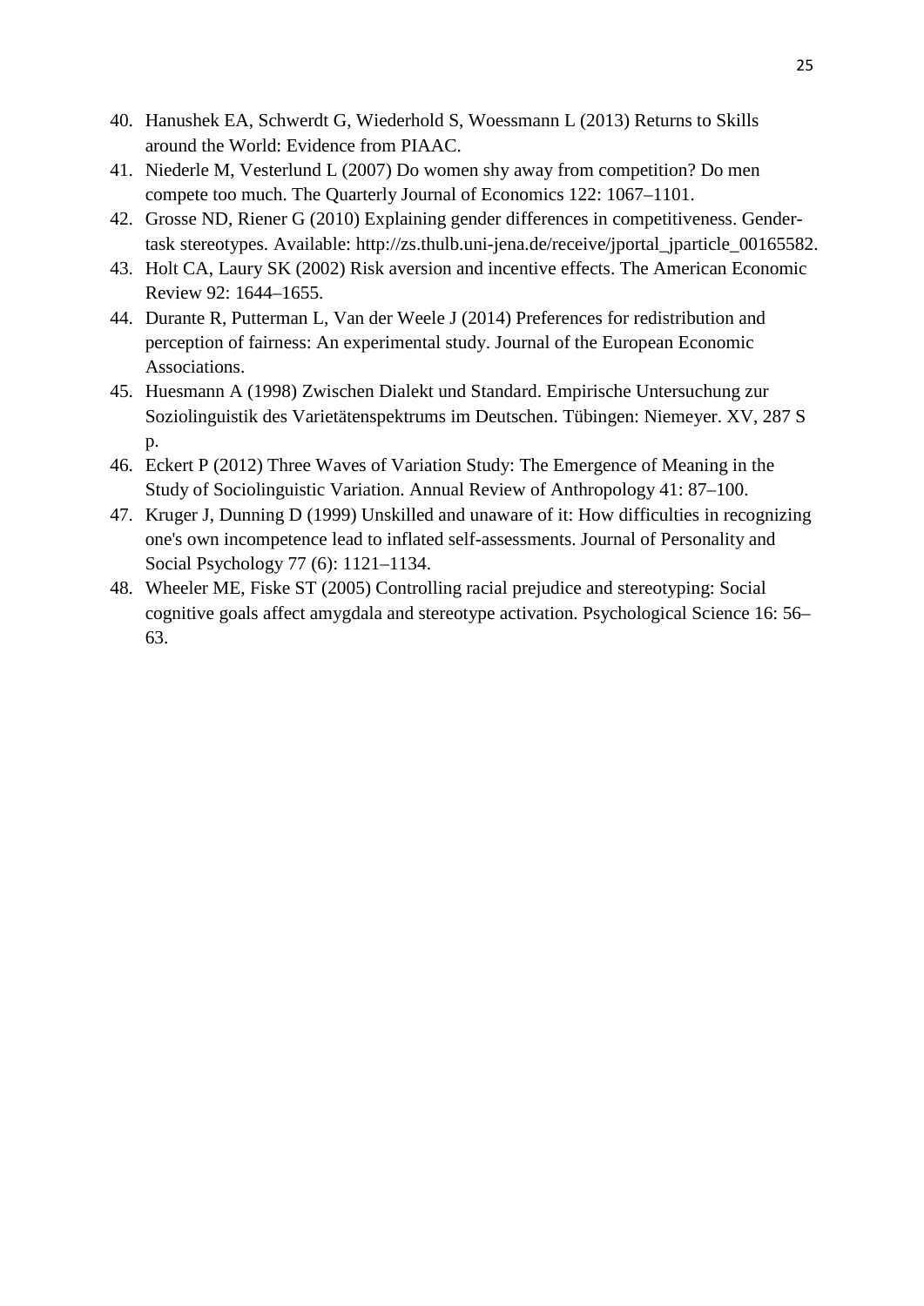40. Hanushek EA, Schwerdt G, Wiederhold S, Woessmann L (2013) Returns to Skills around the World: Evidence from PIAAC.
41. Niederle M, Vesterlund L (2007) Do women shy away from competition? Do men compete too much. The Quarterly Journal of Economics 122: 1067–1101.
42. Grosse ND, Riener G (2010) Explaining gender differences in competitiveness. Gender-task stereotypes. Available: http://zs.thulb.uni-jena.de/receive/jportal_jparticle_00165582.
43. Holt CA, Laury SK (2002) Risk aversion and incentive effects. The American Economic Review 92: 1644–1655.
44. Durante R, Putterman L, Van der Weele J (2014) Preferences for redistribution and perception of fairness: An experimental study. Journal of the European Economic Associations.
45. Huesmann A (1998) Zwischen Dialekt und Standard. Empirische Untersuchung zur Soziolinguistik des Varietätenspektrums im Deutschen. Tübingen: Niemeyer. XV, 287 S p.
46. Eckert P (2012) Three Waves of Variation Study: The Emergence of Meaning in the Study of Sociolinguistic Variation. Annual Review of Anthropology 41: 87–100.
47. Kruger J, Dunning D (1999) Unskilled and unaware of it: How difficulties in recognizing one's own incompetence lead to inflated self-assessments. Journal of Personality and Social Psychology 77 (6): 1121–1134.
48. Wheeler ME, Fiske ST (2005) Controlling racial prejudice and stereotyping: Social cognitive goals affect amygdala and stereotype activation. Psychological Science 16: 56–63.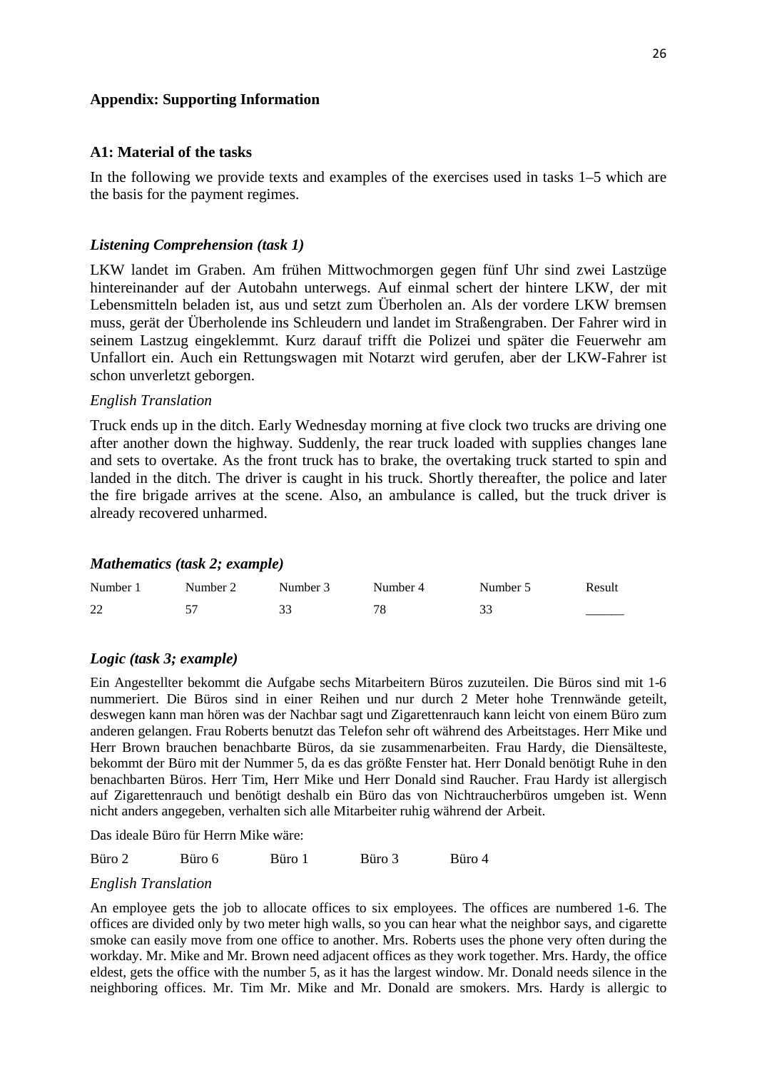## Appendix: Supporting Information

### A1: Material of the tasks

In the following we provide texts and examples of the exercises used in tasks 1–5 which are the basis for the payment regimes.

### *Listening Comprehension (task 1)*

LKW landet im Graben. Am frühen Mittwochmorgen gegen fünf Uhr sind zwei Lastzüge hintereinander auf der Autobahn unterwegs. Auf einmal schert der hintere LKW, der mit Lebensmitteln beladen ist, aus und setzt zum Überholen an. Als der vordere LKW bremsen muss, gerät der Überholende ins Schleudern und landet im Straßengraben. Der Fahrer wird in seinem Lastzug eingeklemmt. Kurz darauf trifft die Polizei und später die Feuerwehr am Unfallort ein. Auch ein Rettungswagen mit Notarzt wird gerufen, aber der LKW-Fahrer ist schon unverletzt geborgen.

*English Translation*

Truck ends up in the ditch. Early Wednesday morning at five clock two trucks are driving one after another down the highway. Suddenly, the rear truck loaded with supplies changes lane and sets to overtake. As the front truck has to brake, the overtaking truck started to spin and landed in the ditch. The driver is caught in his truck. Shortly thereafter, the police and later the fire brigade arrives at the scene. Also, an ambulance is called, but the truck driver is already recovered unharmed.

### *Mathematics (task 2; example)*

| Number 1 | Number 2 | Number 3 | Number 4 | Number 5 | Result |
|---|---|---|---|---|---|
| 22 | 57 | 33 | 78 | 33 | ______ |

### *Logic (task 3; example)*

Ein Angestellter bekommt die Aufgabe sechs Mitarbeitern Büros zuzuteilen. Die Büros sind mit 1-6 nummeriert. Die Büros sind in einer Reihen und nur durch 2 Meter hohe Trennwände geteilt, deswegen kann man hören was der Nachbar sagt und Zigarettenrauch kann leicht von einem Büro zum anderen gelangen. Frau Roberts benutzt das Telefon sehr oft während des Arbeitstages. Herr Mike und Herr Brown brauchen benachbarte Büros, da sie zusammenarbeiten. Frau Hardy, die Diensälteste, bekommt der Büro mit der Nummer 5, da es das größte Fenster hat. Herr Donald benötigt Ruhe in den benachbarten Büros. Herr Tim, Herr Mike und Herr Donald sind Raucher. Frau Hardy ist allergisch auf Zigarettenrauch und benötigt deshalb ein Büro das von Nichtraucherbüros umgeben ist. Wenn nicht anders angegeben, verhalten sich alle Mitarbeiter ruhig während der Arbeit.

Das ideale Büro für Herrn Mike wäre:

Büro 2 Büro 6 Büro 1 Büro 3 Büro 4

*English Translation*

An employee gets the job to allocate offices to six employees. The offices are numbered 1-6. The offices are divided only by two meter high walls, so you can hear what the neighbor says, and cigarette smoke can easily move from one office to another. Mrs. Roberts uses the phone very often during the workday. Mr. Mike and Mr. Brown need adjacent offices as they work together. Mrs. Hardy, the office eldest, gets the office with the number 5, as it has the largest window. Mr. Donald needs silence in the neighboring offices. Mr. Tim Mr. Mike and Mr. Donald are smokers. Mrs. Hardy is allergic to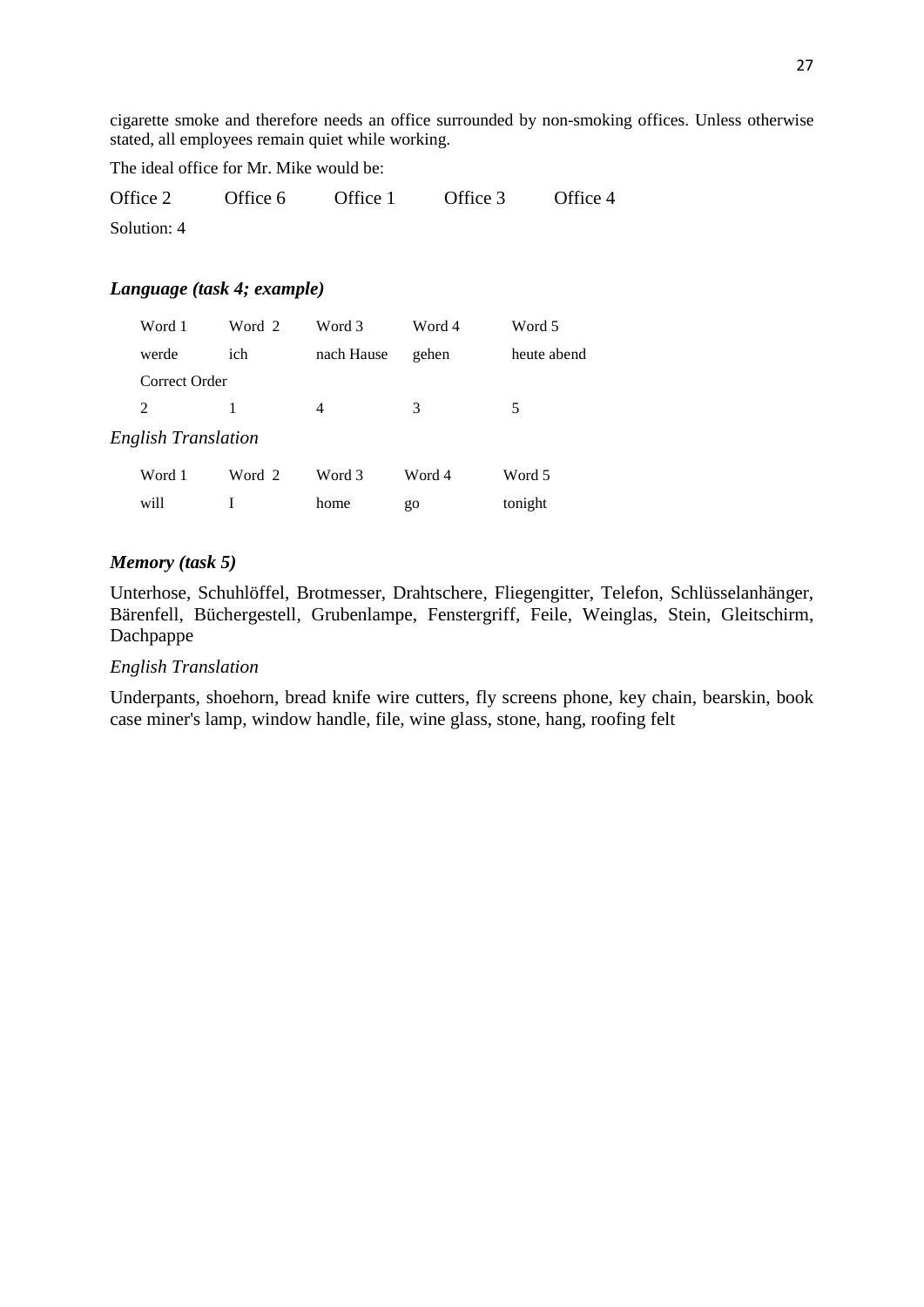cigarette smoke and therefore needs an office surrounded by non-smoking offices. Unless otherwise stated, all employees remain quiet while working.

The ideal office for Mr. Mike would be:

Office 2 Office 6 Office 1 Office 3 Office 4

Solution: 4

### *Language (task 4; example)*

| Word 1 | Word 2 | Word 3 | Word 4 | Word 5 |
|---|---|---|---|---|
| werde | ich | nach Hause | gehen | heute abend |
| Correct Order | | | | |
| 2 | 1 | 4 | 3 | 5 |

*English Translation*

| Word 1 | Word 2 | Word 3 | Word 4 | Word 5 |
|---|---|---|---|---|
| will | I | home | go | tonight |

### *Memory (task 5)*

Unterhose, Schuhlöffel, Brotmesser, Drahtschere, Fliegengitter, Telefon, Schlüsselanhänger, Bärenfell, Büchergestell, Grubenlampe, Fenstergriff, Feile, Weinglas, Stein, Gleitschirm, Dachpappe

*English Translation*

Underpants, shoehorn, bread knife wire cutters, fly screens phone, key chain, bearskin, book case miner's lamp, window handle, file, wine glass, stone, hang, roofing felt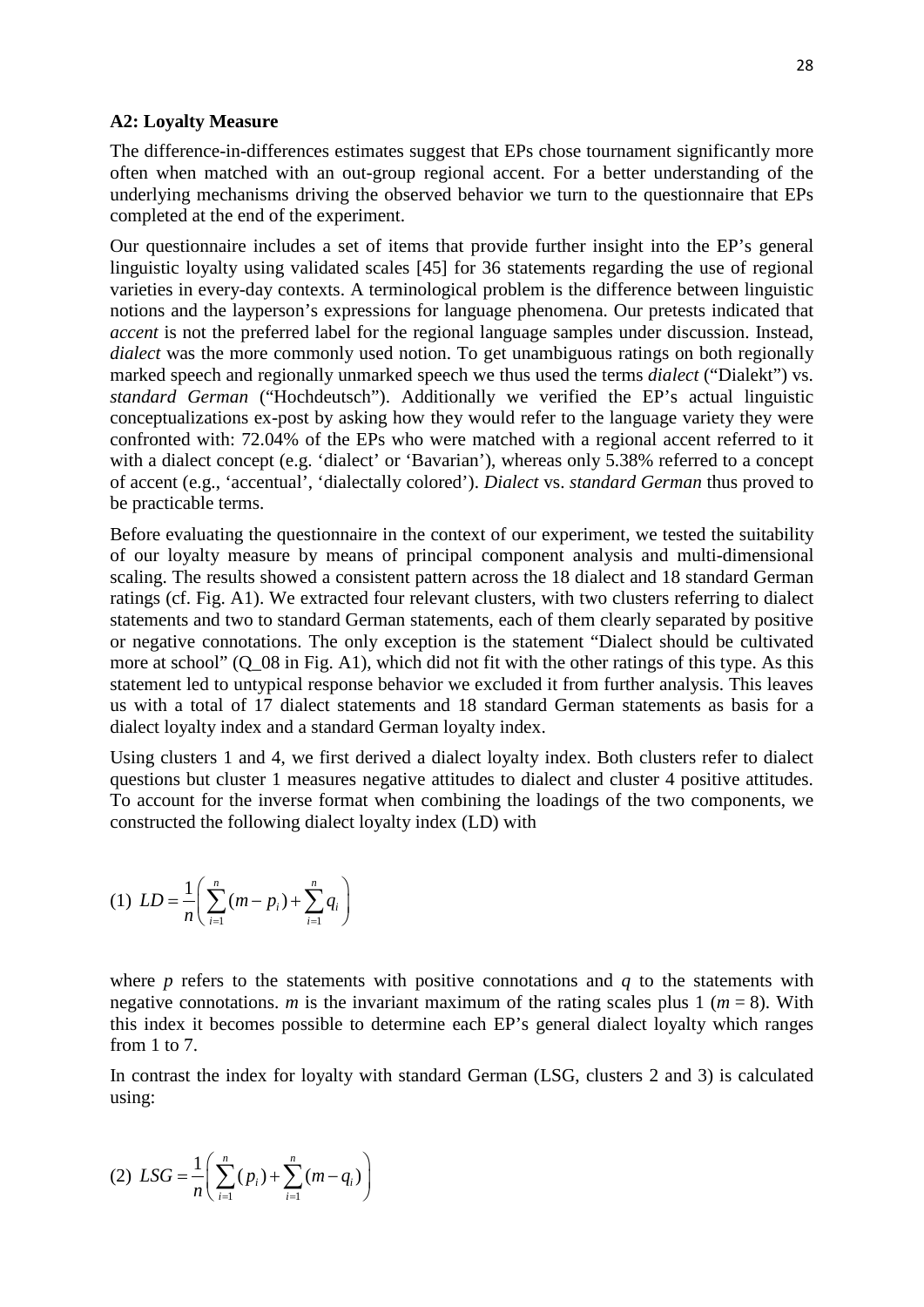### A2: Loyalty Measure

The difference-in-differences estimates suggest that EPs chose tournament significantly more often when matched with an out-group regional accent. For a better understanding of the underlying mechanisms driving the observed behavior we turn to the questionnaire that EPs completed at the end of the experiment.

Our questionnaire includes a set of items that provide further insight into the EP's general linguistic loyalty using validated scales [45] for 36 statements regarding the use of regional varieties in every-day contexts. A terminological problem is the difference between linguistic notions and the layperson's expressions for language phenomena. Our pretests indicated that *accent* is not the preferred label for the regional language samples under discussion. Instead, *dialect* was the more commonly used notion. To get unambiguous ratings on both regionally marked speech and regionally unmarked speech we thus used the terms *dialect* ("Dialekt") vs. *standard German* ("Hochdeutsch"). Additionally we verified the EP's actual linguistic conceptualizations ex-post by asking how they would refer to the language variety they were confronted with: 72.04% of the EPs who were matched with a regional accent referred to it with a dialect concept (e.g. 'dialect' or 'Bavarian'), whereas only 5.38% referred to a concept of accent (e.g., 'accentual', 'dialectally colored'). *Dialect* vs. *standard German* thus proved to be practicable terms.

Before evaluating the questionnaire in the context of our experiment, we tested the suitability of our loyalty measure by means of principal component analysis and multi-dimensional scaling. The results showed a consistent pattern across the 18 dialect and 18 standard German ratings (cf. Fig. A1). We extracted four relevant clusters, with two clusters referring to dialect statements and two to standard German statements, each of them clearly separated by positive or negative connotations. The only exception is the statement "Dialect should be cultivated more at school" (Q_08 in Fig. A1), which did not fit with the other ratings of this type. As this statement led to untypical response behavior we excluded it from further analysis. This leaves us with a total of 17 dialect statements and 18 standard German statements as basis for a dialect loyalty index and a standard German loyalty index.

Using clusters 1 and 4, we first derived a dialect loyalty index. Both clusters refer to dialect questions but cluster 1 measures negative attitudes to dialect and cluster 4 positive attitudes. To account for the inverse format when combining the loadings of the two components, we constructed the following dialect loyalty index (LD) with

$$(1)\ \ LD = \frac{1}{n}\left( \sum_{i=1}^{n} (m - p_i) + \sum_{i=1}^{n} q_i \right)$$

where $p$ refers to the statements with positive connotations and $q$ to the statements with negative connotations. $m$ is the invariant maximum of the rating scales plus 1 ($m = 8$). With this index it becomes possible to determine each EP's general dialect loyalty which ranges from 1 to 7.

In contrast the index for loyalty with standard German (LSG, clusters 2 and 3) is calculated using:

$$(2)\ \ LSG = \frac{1}{n}\left( \sum_{i=1}^{n} (p_i) + \sum_{i=1}^{n} (m - q_i) \right)$$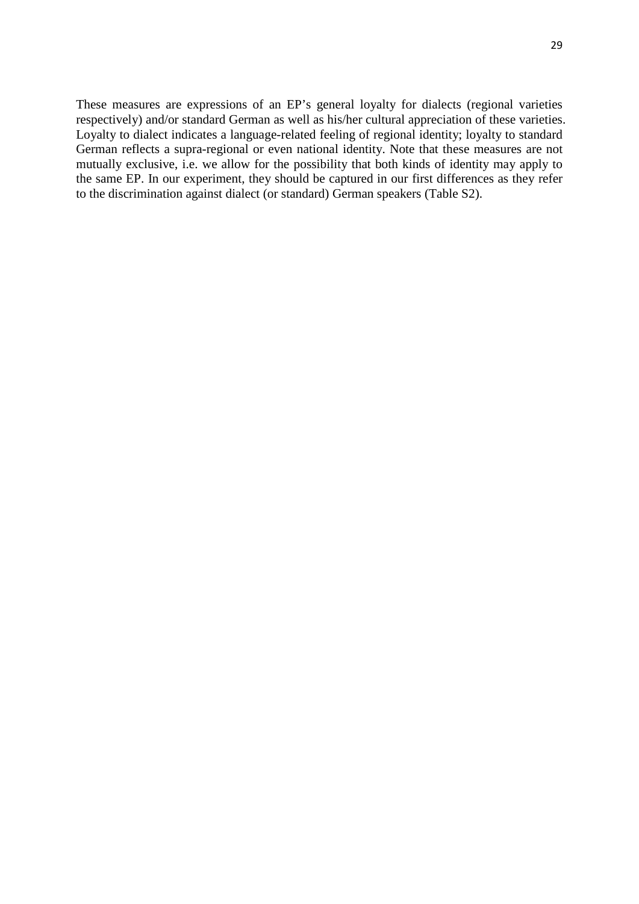These measures are expressions of an EP's general loyalty for dialects (regional varieties respectively) and/or standard German as well as his/her cultural appreciation of these varieties. Loyalty to dialect indicates a language-related feeling of regional identity; loyalty to standard German reflects a supra-regional or even national identity. Note that these measures are not mutually exclusive, i.e. we allow for the possibility that both kinds of identity may apply to the same EP. In our experiment, they should be captured in our first differences as they refer to the discrimination against dialect (or standard) German speakers (Table S2).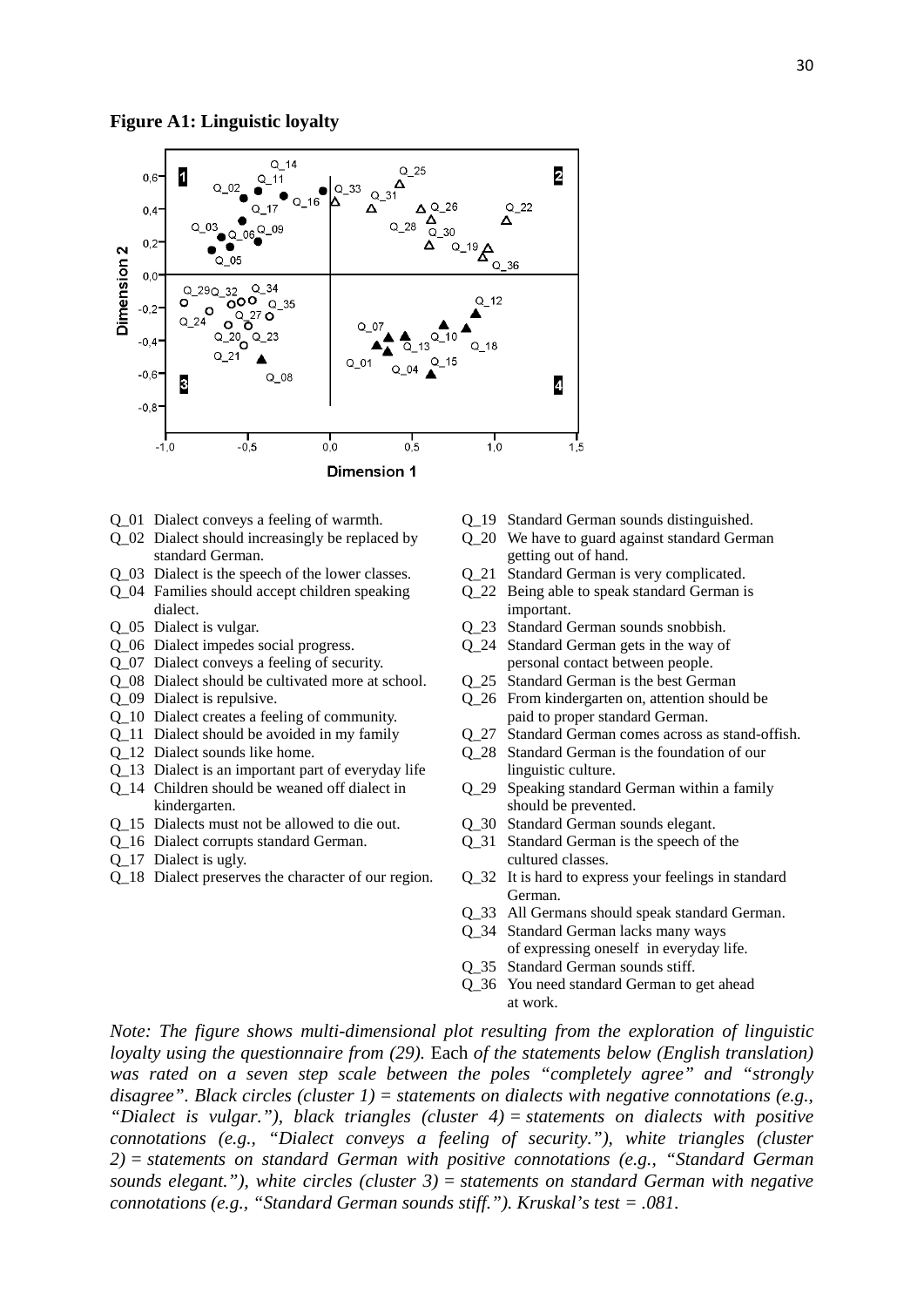**Figure A1: Linguistic loyalty**

- Q_01 Dialect conveys a feeling of warmth.
- Q_02 Dialect should increasingly be replaced by standard German.
- Q_03 Dialect is the speech of the lower classes.
- Q_04 Families should accept children speaking dialect.
- Q_05 Dialect is vulgar.
- Q_06 Dialect impedes social progress.
- Q_07 Dialect conveys a feeling of security.
- Q_08 Dialect should be cultivated more at school.
- Q_09 Dialect is repulsive.
- Q_10 Dialect creates a feeling of community.
- Q_11 Dialect should be avoided in my family
- Q_12 Dialect sounds like home.
- Q_13 Dialect is an important part of everyday life
- Q_14 Children should be weaned off dialect in kindergarten.
- Q_15 Dialects must not be allowed to die out.
- Q_16 Dialect corrupts standard German.
- Q_17 Dialect is ugly.
- Q_18 Dialect preserves the character of our region.
- Q_19 Standard German sounds distinguished.
- Q_20 We have to guard against standard German getting out of hand.
- Q_21 Standard German is very complicated.
- Q_22 Being able to speak standard German is important.
- Q_23 Standard German sounds snobbish.
- Q_24 Standard German gets in the way of personal contact between people.
- Q_25 Standard German is the best German
- Q_26 From kindergarten on, attention should be paid to proper standard German.
- Q_27 Standard German comes across as stand-offish.
- Q_28 Standard German is the foundation of our linguistic culture.
- Q_29 Speaking standard German within a family should be prevented.
- Q_30 Standard German sounds elegant.
- Q_31 Standard German is the speech of the cultured classes.
- Q_32 It is hard to express your feelings in standard German.
- Q_33 All Germans should speak standard German.
- Q_34 Standard German lacks many ways of expressing oneself in everyday life.
- Q_35 Standard German sounds stiff.
- Q_36 You need standard German to get ahead at work.

*Note: The figure shows multi-dimensional plot resulting from the exploration of linguistic loyalty using the questionnaire from (29).* Each *of the statements below (English translation) was rated on a seven step scale between the poles "completely agree" and "strongly disagree". Black circles (cluster 1) = statements on dialects with negative connotations (e.g., "Dialect is vulgar."), black triangles (cluster 4) = statements on dialects with positive connotations (e.g., "Dialect conveys a feeling of security."), white triangles (cluster 2) = statements on standard German with positive connotations (e.g., "Standard German sounds elegant."), white circles (cluster 3) = statements on standard German with negative connotations (e.g., "Standard German sounds stiff."). Kruskal's test = .081.*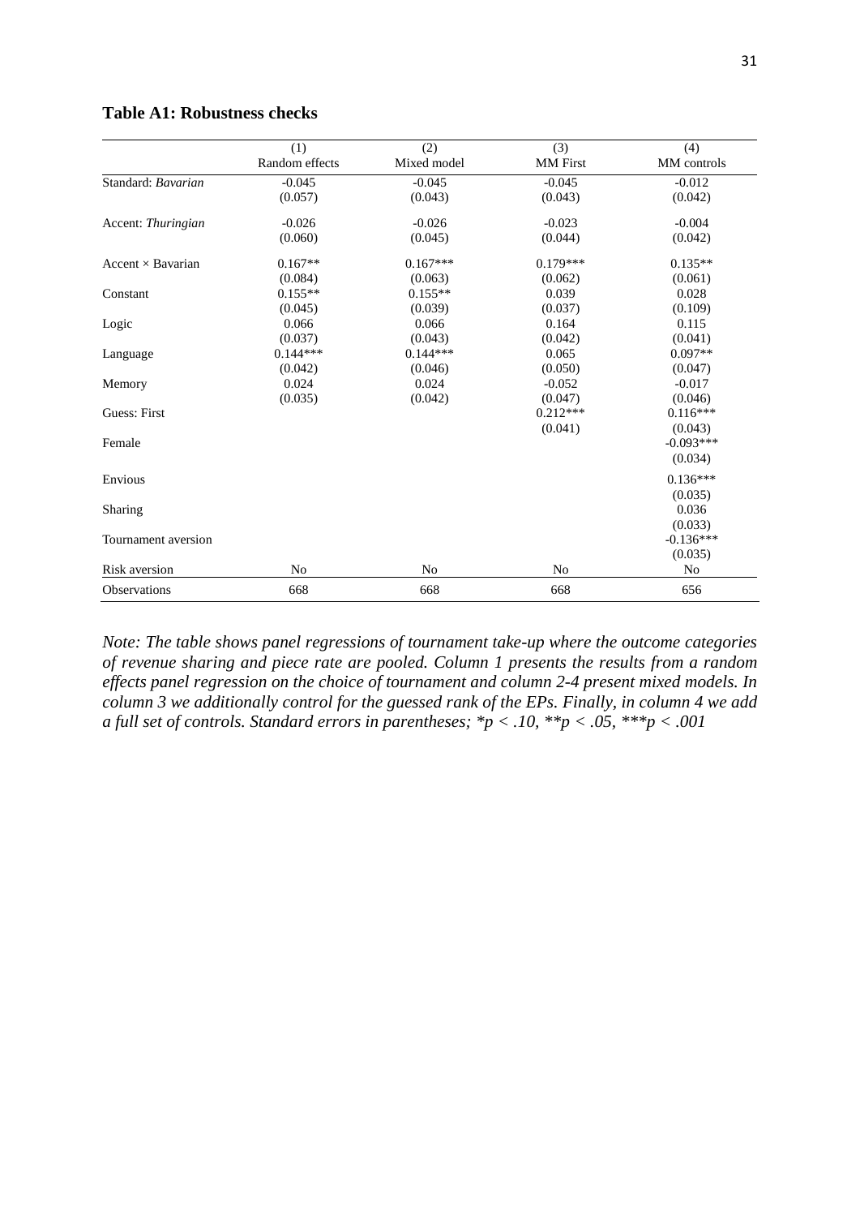**Table A1: Robustness checks**

| | (1) | (2) | (3) | (4) |
|---|---|---|---|---|
| | Random effects | Mixed model | MM First | MM controls |
| Standard: *Bavarian* | -0.045 | -0.045 | -0.045 | -0.012 |
| | (0.057) | (0.043) | (0.043) | (0.042) |
| Accent: *Thuringian* | -0.026 | -0.026 | -0.023 | -0.004 |
| | (0.060) | (0.045) | (0.044) | (0.042) |
| Accent × Bavarian | 0.167** | 0.167*** | 0.179*** | 0.135** |
| | (0.084) | (0.063) | (0.062) | (0.061) |
| Constant | 0.155** | 0.155** | 0.039 | 0.028 |
| | (0.045) | (0.039) | (0.037) | (0.109) |
| Logic | 0.066 | 0.066 | 0.164 | 0.115 |
| | (0.037) | (0.043) | (0.042) | (0.041) |
| Language | 0.144*** | 0.144*** | 0.065 | 0.097** |
| | (0.042) | (0.046) | (0.050) | (0.047) |
| Memory | 0.024 | 0.024 | -0.052 | -0.017 |
| | (0.035) | (0.042) | (0.047) | (0.046) |
| Guess: First | | | 0.212*** | 0.116*** |
| | | | (0.041) | (0.043) |
| Female | | | | -0.093*** |
| | | | | (0.034) |
| Envious | | | | 0.136*** |
| | | | | (0.035) |
| Sharing | | | | 0.036 |
| | | | | (0.033) |
| Tournament aversion | | | | -0.136*** |
| | | | | (0.035) |
| Risk aversion | No | No | No | No |
| Observations | 668 | 668 | 668 | 656 |

*Note: The table shows panel regressions of tournament take-up where the outcome categories of revenue sharing and piece rate are pooled. Column 1 presents the results from a random effects panel regression on the choice of tournament and column 2-4 present mixed models. In column 3 we additionally control for the guessed rank of the EPs. Finally, in column 4 we add a full set of controls. Standard errors in parentheses; *p < .10, **p < .05, ***p < .001*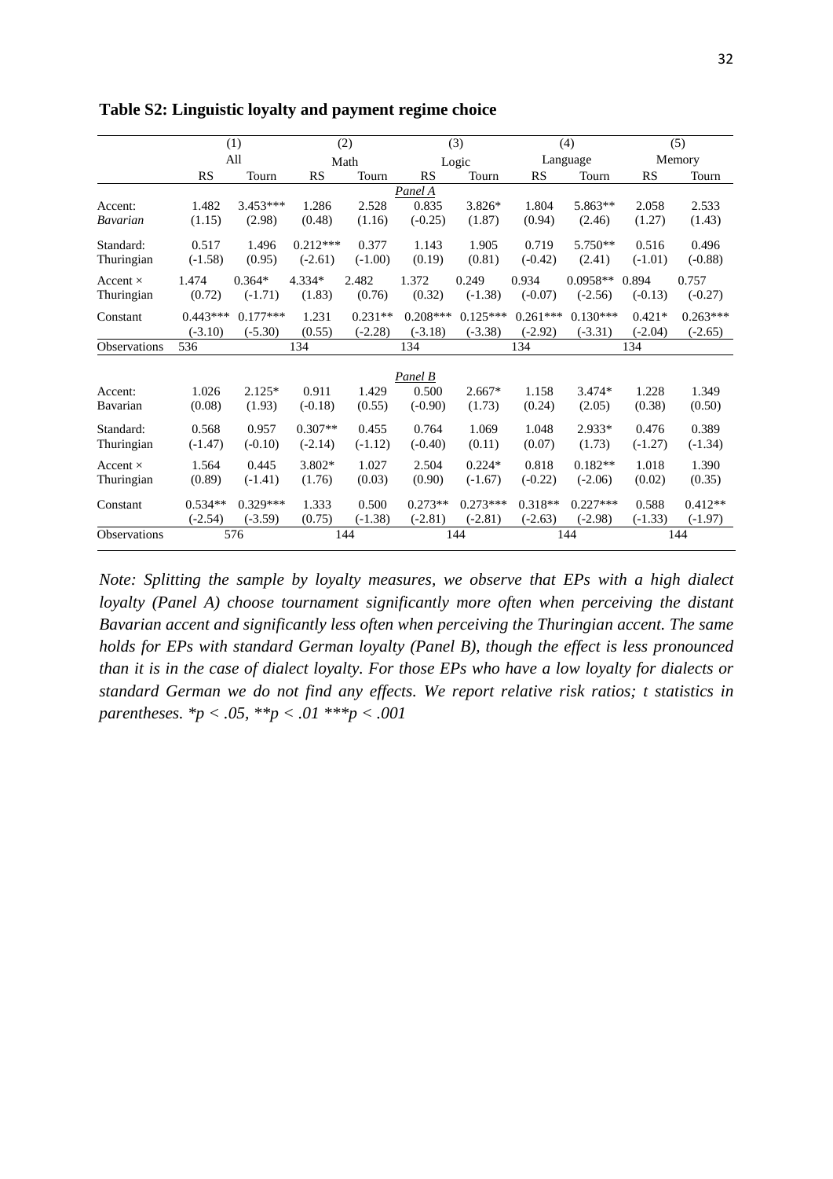**Table S2: Linguistic loyalty and payment regime choice**

| | (1) | | (2) | | (3) | | (4) | | (5) | |
|---|---|---|---|---|---|---|---|---|---|---|
| | All | | Math | | Logic | | Language | | Memory | |
| | RS | Tourn | RS | Tourn | RS | Tourn | RS | Tourn | RS | Tourn |
| | | | | | *Panel A* | | | | | |
| Accent: | 1.482 | 3.453*** | 1.286 | 2.528 | 0.835 | 3.826* | 1.804 | 5.863** | 2.058 | 2.533 |
| *Bavarian* | (1.15) | (2.98) | (0.48) | (1.16) | (-0.25) | (1.87) | (0.94) | (2.46) | (1.27) | (1.43) |
| Standard: | 0.517 | 1.496 | 0.212*** | 0.377 | 1.143 | 1.905 | 0.719 | 5.750** | 0.516 | 0.496 |
| Thuringian | (-1.58) | (0.95) | (-2.61) | (-1.00) | (0.19) | (0.81) | (-0.42) | (2.41) | (-1.01) | (-0.88) |
| Accent × | 1.474 | 0.364* | 4.334* | 2.482 | 1.372 | 0.249 | 0.934 | 0.0958** | 0.894 | 0.757 |
| Thuringian | (0.72) | (-1.71) | (1.83) | (0.76) | (0.32) | (-1.38) | (-0.07) | (-2.56) | (-0.13) | (-0.27) |
| Constant | 0.443*** | 0.177*** | 1.231 | 0.231** | 0.208*** | 0.125*** | 0.261*** | 0.130*** | 0.421* | 0.263*** |
| | (-3.10) | (-5.30) | (0.55) | (-2.28) | (-3.18) | (-3.38) | (-2.92) | (-3.31) | (-2.04) | (-2.65) |
| Observations | 536 | | 134 | | 134 | | 134 | | 134 | |
| | | | | | *Panel B* | | | | | |
| Accent: | 1.026 | 2.125* | 0.911 | 1.429 | 0.500 | 2.667* | 1.158 | 3.474* | 1.228 | 1.349 |
| Bavarian | (0.08) | (1.93) | (-0.18) | (0.55) | (-0.90) | (1.73) | (0.24) | (2.05) | (0.38) | (0.50) |
| Standard: | 0.568 | 0.957 | 0.307** | 0.455 | 0.764 | 1.069 | 1.048 | 2.933* | 0.476 | 0.389 |
| Thuringian | (-1.47) | (-0.10) | (-2.14) | (-1.12) | (-0.40) | (0.11) | (0.07) | (1.73) | (-1.27) | (-1.34) |
| Accent × | 1.564 | 0.445 | 3.802* | 1.027 | 2.504 | 0.224* | 0.818 | 0.182** | 1.018 | 1.390 |
| Thuringian | (0.89) | (-1.41) | (1.76) | (0.03) | (0.90) | (-1.67) | (-0.22) | (-2.06) | (0.02) | (0.35) |
| Constant | 0.534** | 0.329*** | 1.333 | 0.500 | 0.273** | 0.273*** | 0.318** | 0.227*** | 0.588 | 0.412** |
| | (-2.54) | (-3.59) | (0.75) | (-1.38) | (-2.81) | (-2.81) | (-2.63) | (-2.98) | (-1.33) | (-1.97) |
| Observations | 576 | | 144 | | 144 | | 144 | | 144 | |

*Note: Splitting the sample by loyalty measures, we observe that EPs with a high dialect loyalty (Panel A) choose tournament significantly more often when perceiving the distant Bavarian accent and significantly less often when perceiving the Thuringian accent. The same holds for EPs with standard German loyalty (Panel B), though the effect is less pronounced than it is in the case of dialect loyalty. For those EPs who have a low loyalty for dialects or standard German we do not find any effects. We report relative risk ratios; t statistics in parentheses. *p < .05, **p < .01 ***p < .001*